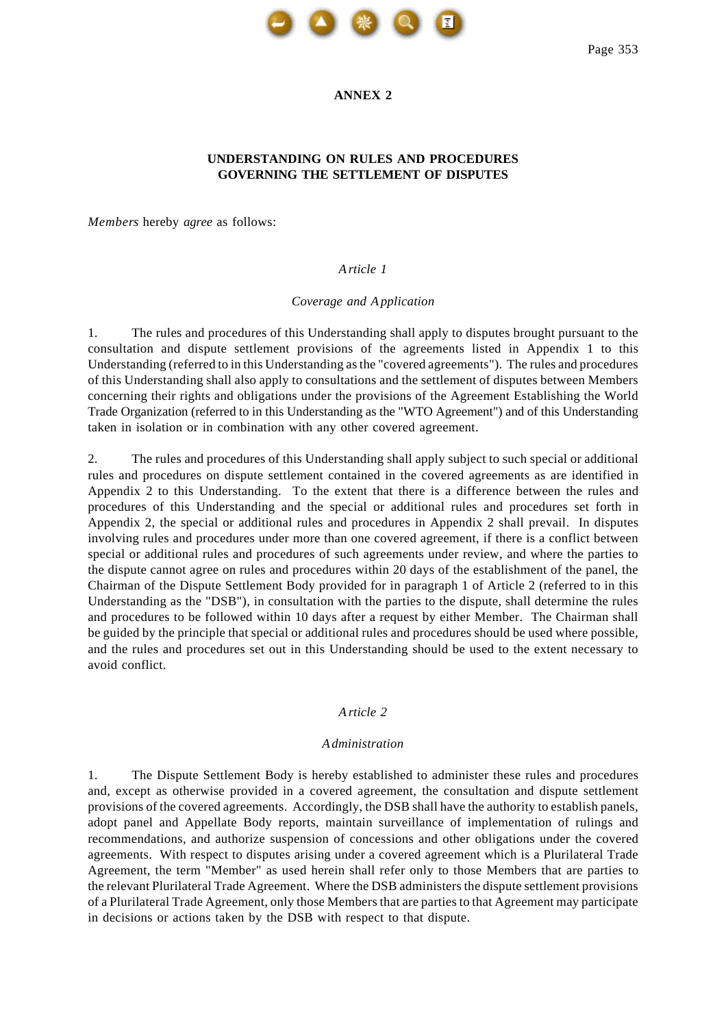# ANNEX 2

## UNDERSTANDING ON RULES AND PROCEDURES GOVERNING THE SETTLEMENT OF DISPUTES

*Members* hereby *agree* as follows:

### *Article 1*

#### *Coverage and Application*

1. The rules and procedures of this Understanding shall apply to disputes brought pursuant to the consultation and dispute settlement provisions of the agreements listed in Appendix 1 to this Understanding (referred to in this Understanding as the "covered agreements"). The rules and procedures of this Understanding shall also apply to consultations and the settlement of disputes between Members concerning their rights and obligations under the provisions of the Agreement Establishing the World Trade Organization (referred to in this Understanding as the "WTO Agreement") and of this Understanding taken in isolation or in combination with any other covered agreement.

2. The rules and procedures of this Understanding shall apply subject to such special or additional rules and procedures on dispute settlement contained in the covered agreements as are identified in Appendix 2 to this Understanding. To the extent that there is a difference between the rules and procedures of this Understanding and the special or additional rules and procedures set forth in Appendix 2, the special or additional rules and procedures in Appendix 2 shall prevail. In disputes involving rules and procedures under more than one covered agreement, if there is a conflict between special or additional rules and procedures of such agreements under review, and where the parties to the dispute cannot agree on rules and procedures within 20 days of the establishment of the panel, the Chairman of the Dispute Settlement Body provided for in paragraph 1 of Article 2 (referred to in this Understanding as the "DSB"), in consultation with the parties to the dispute, shall determine the rules and procedures to be followed within 10 days after a request by either Member. The Chairman shall be guided by the principle that special or additional rules and procedures should be used where possible, and the rules and procedures set out in this Understanding should be used to the extent necessary to avoid conflict.

### *Article 2*

#### *Administration*

1. The Dispute Settlement Body is hereby established to administer these rules and procedures and, except as otherwise provided in a covered agreement, the consultation and dispute settlement provisions of the covered agreements. Accordingly, the DSB shall have the authority to establish panels, adopt panel and Appellate Body reports, maintain surveillance of implementation of rulings and recommendations, and authorize suspension of concessions and other obligations under the covered agreements. With respect to disputes arising under a covered agreement which is a Plurilateral Trade Agreement, the term "Member" as used herein shall refer only to those Members that are parties to the relevant Plurilateral Trade Agreement. Where the DSB administers the dispute settlement provisions of a Plurilateral Trade Agreement, only those Members that are parties to that Agreement may participate in decisions or actions taken by the DSB with respect to that dispute.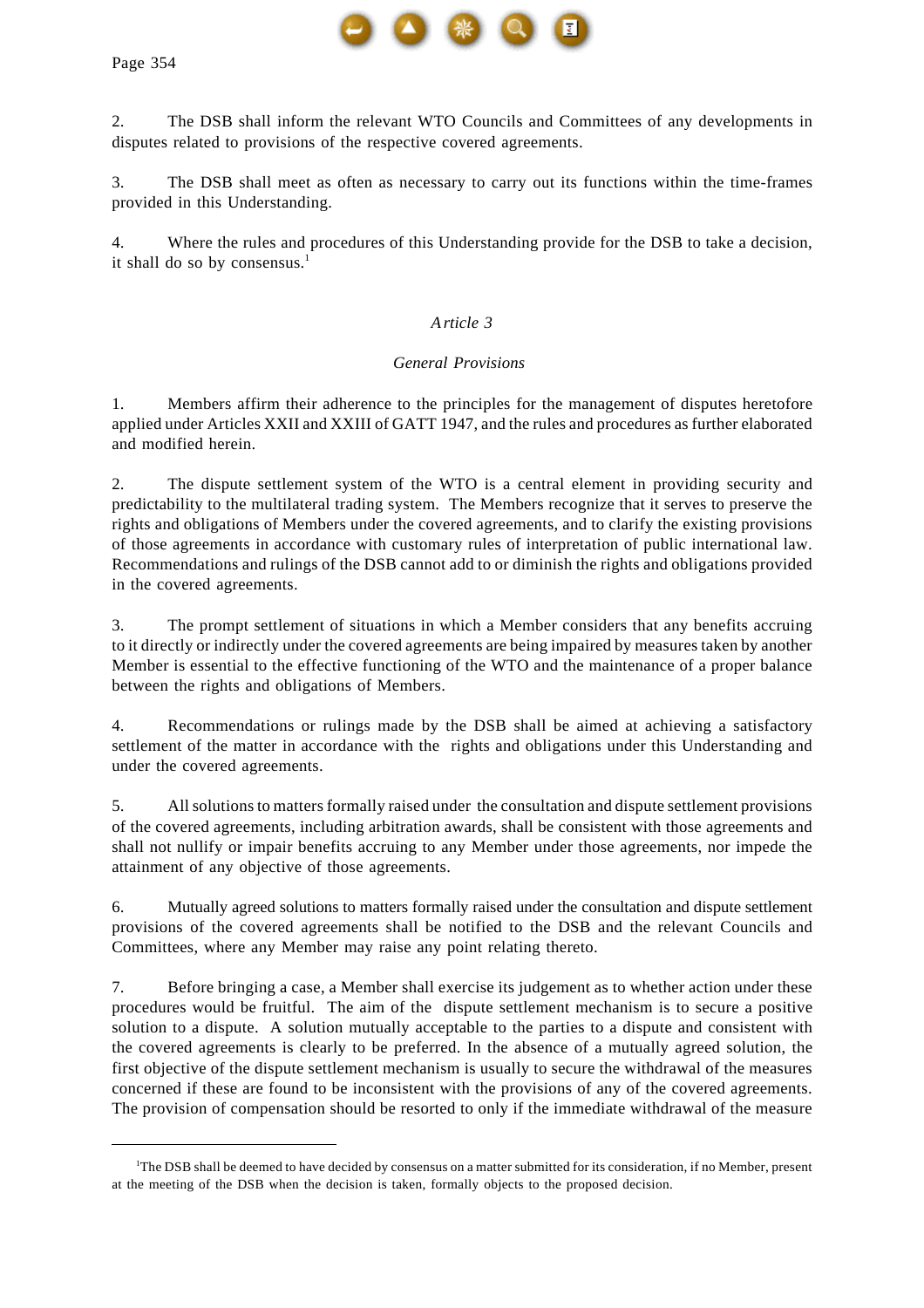2. The DSB shall inform the relevant WTO Councils and Committees of any developments in disputes related to provisions of the respective covered agreements.

3. The DSB shall meet as often as necessary to carry out its functions within the time-frames provided in this Understanding.

4. Where the rules and procedures of this Understanding provide for the DSB to take a decision, it shall do so by consensus.[1]

*Article 3*

*General Provisions*

1. Members affirm their adherence to the principles for the management of disputes heretofore applied under Articles XXII and XXIII of GATT 1947, and the rules and procedures as further elaborated and modified herein.

2. The dispute settlement system of the WTO is a central element in providing security and predictability to the multilateral trading system. The Members recognize that it serves to preserve the rights and obligations of Members under the covered agreements, and to clarify the existing provisions of those agreements in accordance with customary rules of interpretation of public international law. Recommendations and rulings of the DSB cannot add to or diminish the rights and obligations provided in the covered agreements.

3. The prompt settlement of situations in which a Member considers that any benefits accruing to it directly or indirectly under the covered agreements are being impaired by measures taken by another Member is essential to the effective functioning of the WTO and the maintenance of a proper balance between the rights and obligations of Members.

4. Recommendations or rulings made by the DSB shall be aimed at achieving a satisfactory settlement of the matter in accordance with the rights and obligations under this Understanding and under the covered agreements.

5. All solutions to matters formally raised under the consultation and dispute settlement provisions of the covered agreements, including arbitration awards, shall be consistent with those agreements and shall not nullify or impair benefits accruing to any Member under those agreements, nor impede the attainment of any objective of those agreements.

6. Mutually agreed solutions to matters formally raised under the consultation and dispute settlement provisions of the covered agreements shall be notified to the DSB and the relevant Councils and Committees, where any Member may raise any point relating thereto.

7. Before bringing a case, a Member shall exercise its judgement as to whether action under these procedures would be fruitful. The aim of the dispute settlement mechanism is to secure a positive solution to a dispute. A solution mutually acceptable to the parties to a dispute and consistent with the covered agreements is clearly to be preferred. In the absence of a mutually agreed solution, the first objective of the dispute settlement mechanism is usually to secure the withdrawal of the measures concerned if these are found to be inconsistent with the provisions of any of the covered agreements. The provision of compensation should be resorted to only if the immediate withdrawal of the measure

---

[1] The DSB shall be deemed to have decided by consensus on a matter submitted for its consideration, if no Member, present at the meeting of the DSB when the decision is taken, formally objects to the proposed decision.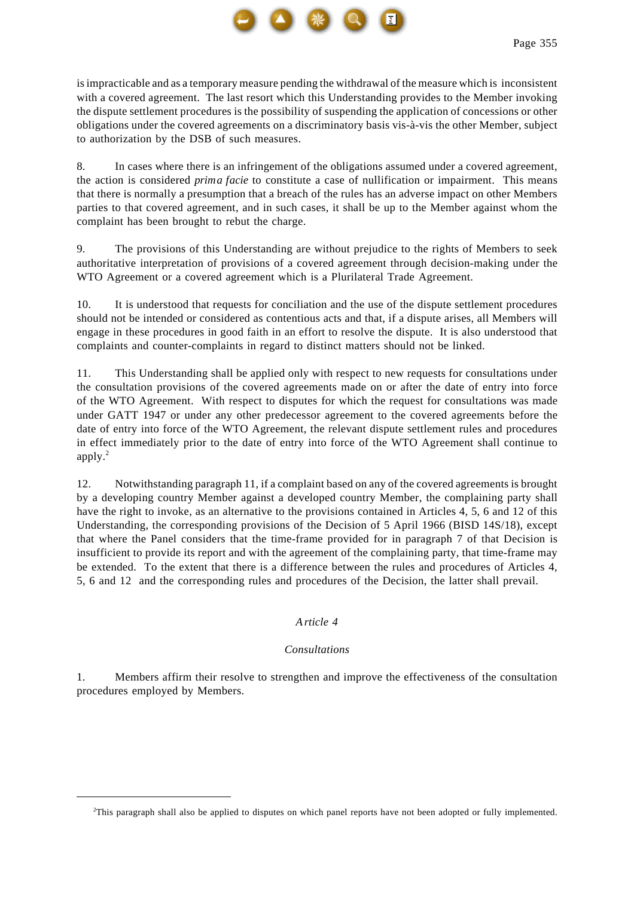is impracticable and as a temporary measure pending the withdrawal of the measure which is inconsistent with a covered agreement. The last resort which this Understanding provides to the Member invoking the dispute settlement procedures is the possibility of suspending the application of concessions or other obligations under the covered agreements on a discriminatory basis vis-à-vis the other Member, subject to authorization by the DSB of such measures.

8. In cases where there is an infringement of the obligations assumed under a covered agreement, the action is considered *prima facie* to constitute a case of nullification or impairment. This means that there is normally a presumption that a breach of the rules has an adverse impact on other Members parties to that covered agreement, and in such cases, it shall be up to the Member against whom the complaint has been brought to rebut the charge.

9. The provisions of this Understanding are without prejudice to the rights of Members to seek authoritative interpretation of provisions of a covered agreement through decision-making under the WTO Agreement or a covered agreement which is a Plurilateral Trade Agreement.

10. It is understood that requests for conciliation and the use of the dispute settlement procedures should not be intended or considered as contentious acts and that, if a dispute arises, all Members will engage in these procedures in good faith in an effort to resolve the dispute. It is also understood that complaints and counter-complaints in regard to distinct matters should not be linked.

11. This Understanding shall be applied only with respect to new requests for consultations under the consultation provisions of the covered agreements made on or after the date of entry into force of the WTO Agreement. With respect to disputes for which the request for consultations was made under GATT 1947 or under any other predecessor agreement to the covered agreements before the date of entry into force of the WTO Agreement, the relevant dispute settlement rules and procedures in effect immediately prior to the date of entry into force of the WTO Agreement shall continue to apply.[2]

12. Notwithstanding paragraph 11, if a complaint based on any of the covered agreements is brought by a developing country Member against a developed country Member, the complaining party shall have the right to invoke, as an alternative to the provisions contained in Articles 4, 5, 6 and 12 of this Understanding, the corresponding provisions of the Decision of 5 April 1966 (BISD 14S/18), except that where the Panel considers that the time-frame provided for in paragraph 7 of that Decision is insufficient to provide its report and with the agreement of the complaining party, that time-frame may be extended. To the extent that there is a difference between the rules and procedures of Articles 4, 5, 6 and 12 and the corresponding rules and procedures of the Decision, the latter shall prevail.

## *Article 4*

### *Consultations*

1. Members affirm their resolve to strengthen and improve the effectiveness of the consultation procedures employed by Members.

---

[2]This paragraph shall also be applied to disputes on which panel reports have not been adopted or fully implemented.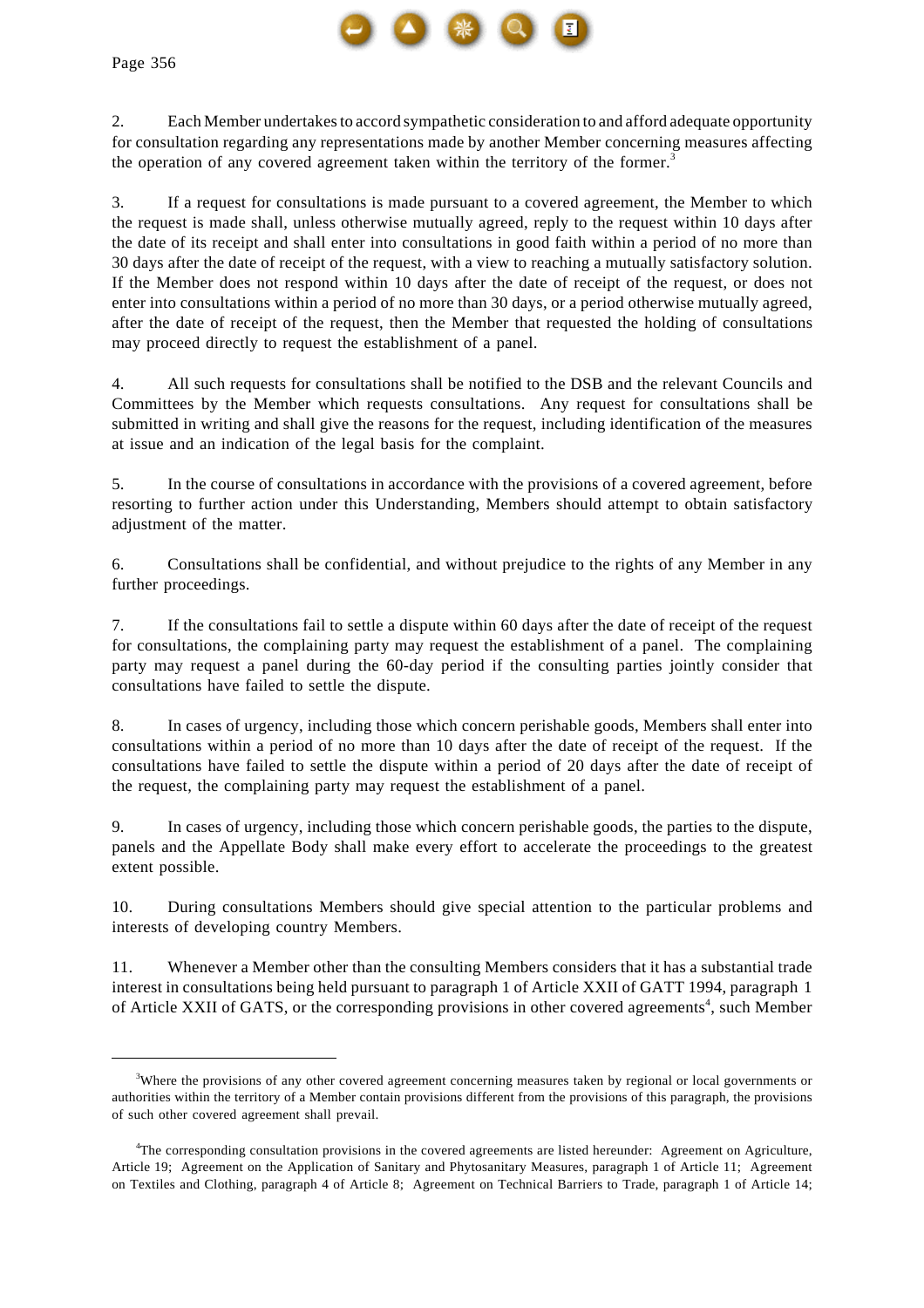2. Each Member undertakes to accord sympathetic consideration to and afford adequate opportunity for consultation regarding any representations made by another Member concerning measures affecting the operation of any covered agreement taken within the territory of the former.[3]

3. If a request for consultations is made pursuant to a covered agreement, the Member to which the request is made shall, unless otherwise mutually agreed, reply to the request within 10 days after the date of its receipt and shall enter into consultations in good faith within a period of no more than 30 days after the date of receipt of the request, with a view to reaching a mutually satisfactory solution. If the Member does not respond within 10 days after the date of receipt of the request, or does not enter into consultations within a period of no more than 30 days, or a period otherwise mutually agreed, after the date of receipt of the request, then the Member that requested the holding of consultations may proceed directly to request the establishment of a panel.

4. All such requests for consultations shall be notified to the DSB and the relevant Councils and Committees by the Member which requests consultations. Any request for consultations shall be submitted in writing and shall give the reasons for the request, including identification of the measures at issue and an indication of the legal basis for the complaint.

5. In the course of consultations in accordance with the provisions of a covered agreement, before resorting to further action under this Understanding, Members should attempt to obtain satisfactory adjustment of the matter.

6. Consultations shall be confidential, and without prejudice to the rights of any Member in any further proceedings.

7. If the consultations fail to settle a dispute within 60 days after the date of receipt of the request for consultations, the complaining party may request the establishment of a panel. The complaining party may request a panel during the 60-day period if the consulting parties jointly consider that consultations have failed to settle the dispute.

8. In cases of urgency, including those which concern perishable goods, Members shall enter into consultations within a period of no more than 10 days after the date of receipt of the request. If the consultations have failed to settle the dispute within a period of 20 days after the date of receipt of the request, the complaining party may request the establishment of a panel.

9. In cases of urgency, including those which concern perishable goods, the parties to the dispute, panels and the Appellate Body shall make every effort to accelerate the proceedings to the greatest extent possible.

10. During consultations Members should give special attention to the particular problems and interests of developing country Members.

11. Whenever a Member other than the consulting Members considers that it has a substantial trade interest in consultations being held pursuant to paragraph 1 of Article XXII of GATT 1994, paragraph 1 of Article XXII of GATS, or the corresponding provisions in other covered agreements[4], such Member

---

[3]Where the provisions of any other covered agreement concerning measures taken by regional or local governments or authorities within the territory of a Member contain provisions different from the provisions of this paragraph, the provisions of such other covered agreement shall prevail.

[4]The corresponding consultation provisions in the covered agreements are listed hereunder: Agreement on Agriculture, Article 19; Agreement on the Application of Sanitary and Phytosanitary Measures, paragraph 1 of Article 11; Agreement on Textiles and Clothing, paragraph 4 of Article 8; Agreement on Technical Barriers to Trade, paragraph 1 of Article 14;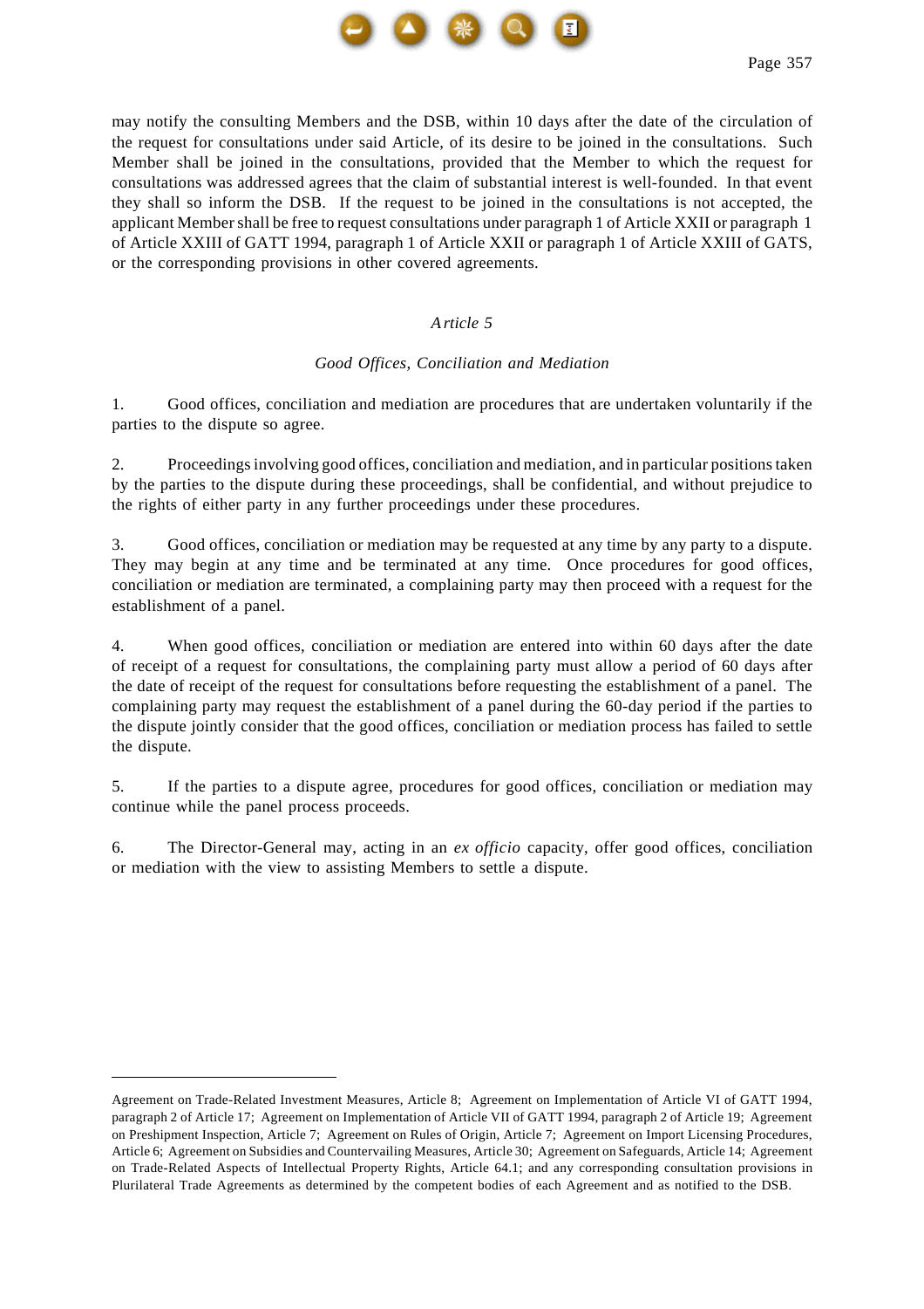may notify the consulting Members and the DSB, within 10 days after the date of the circulation of the request for consultations under said Article, of its desire to be joined in the consultations. Such Member shall be joined in the consultations, provided that the Member to which the request for consultations was addressed agrees that the claim of substantial interest is well-founded. In that event they shall so inform the DSB. If the request to be joined in the consultations is not accepted, the applicant Member shall be free to request consultations under paragraph 1 of Article XXII or paragraph 1 of Article XXIII of GATT 1994, paragraph 1 of Article XXII or paragraph 1 of Article XXIII of GATS, or the corresponding provisions in other covered agreements.

## *Article 5*

### *Good Offices, Conciliation and Mediation*

1. Good offices, conciliation and mediation are procedures that are undertaken voluntarily if the parties to the dispute so agree.

2. Proceedings involving good offices, conciliation and mediation, and in particular positions taken by the parties to the dispute during these proceedings, shall be confidential, and without prejudice to the rights of either party in any further proceedings under these procedures.

3. Good offices, conciliation or mediation may be requested at any time by any party to a dispute. They may begin at any time and be terminated at any time. Once procedures for good offices, conciliation or mediation are terminated, a complaining party may then proceed with a request for the establishment of a panel.

4. When good offices, conciliation or mediation are entered into within 60 days after the date of receipt of a request for consultations, the complaining party must allow a period of 60 days after the date of receipt of the request for consultations before requesting the establishment of a panel. The complaining party may request the establishment of a panel during the 60-day period if the parties to the dispute jointly consider that the good offices, conciliation or mediation process has failed to settle the dispute.

5. If the parties to a dispute agree, procedures for good offices, conciliation or mediation may continue while the panel process proceeds.

6. The Director-General may, acting in an *ex officio* capacity, offer good offices, conciliation or mediation with the view to assisting Members to settle a dispute.

---

Agreement on Trade-Related Investment Measures, Article 8; Agreement on Implementation of Article VI of GATT 1994, paragraph 2 of Article 17; Agreement on Implementation of Article VII of GATT 1994, paragraph 2 of Article 19; Agreement on Preshipment Inspection, Article 7; Agreement on Rules of Origin, Article 7; Agreement on Import Licensing Procedures, Article 6; Agreement on Subsidies and Countervailing Measures, Article 30; Agreement on Safeguards, Article 14; Agreement on Trade-Related Aspects of Intellectual Property Rights, Article 64.1; and any corresponding consultation provisions in Plurilateral Trade Agreements as determined by the competent bodies of each Agreement and as notified to the DSB.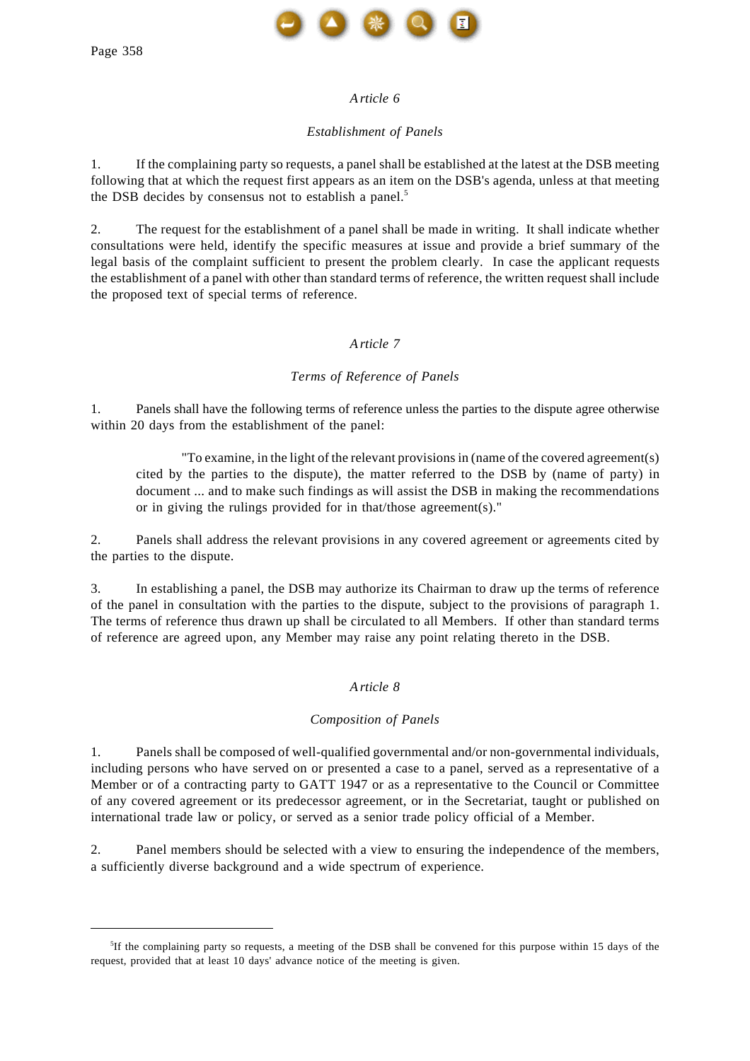*Article 6*

*Establishment of Panels*

1. If the complaining party so requests, a panel shall be established at the latest at the DSB meeting following that at which the request first appears as an item on the DSB's agenda, unless at that meeting the DSB decides by consensus not to establish a panel.[5]

2. The request for the establishment of a panel shall be made in writing. It shall indicate whether consultations were held, identify the specific measures at issue and provide a brief summary of the legal basis of the complaint sufficient to present the problem clearly. In case the applicant requests the establishment of a panel with other than standard terms of reference, the written request shall include the proposed text of special terms of reference.

*Article 7*

*Terms of Reference of Panels*

1. Panels shall have the following terms of reference unless the parties to the dispute agree otherwise within 20 days from the establishment of the panel:

> "To examine, in the light of the relevant provisions in (name of the covered agreement(s) cited by the parties to the dispute), the matter referred to the DSB by (name of party) in document ... and to make such findings as will assist the DSB in making the recommendations or in giving the rulings provided for in that/those agreement(s)."

2. Panels shall address the relevant provisions in any covered agreement or agreements cited by the parties to the dispute.

3. In establishing a panel, the DSB may authorize its Chairman to draw up the terms of reference of the panel in consultation with the parties to the dispute, subject to the provisions of paragraph 1. The terms of reference thus drawn up shall be circulated to all Members. If other than standard terms of reference are agreed upon, any Member may raise any point relating thereto in the DSB.

*Article 8*

*Composition of Panels*

1. Panels shall be composed of well-qualified governmental and/or non-governmental individuals, including persons who have served on or presented a case to a panel, served as a representative of a Member or of a contracting party to GATT 1947 or as a representative to the Council or Committee of any covered agreement or its predecessor agreement, or in the Secretariat, taught or published on international trade law or policy, or served as a senior trade policy official of a Member.

2. Panel members should be selected with a view to ensuring the independence of the members, a sufficiently diverse background and a wide spectrum of experience.

---

[5] If the complaining party so requests, a meeting of the DSB shall be convened for this purpose within 15 days of the request, provided that at least 10 days' advance notice of the meeting is given.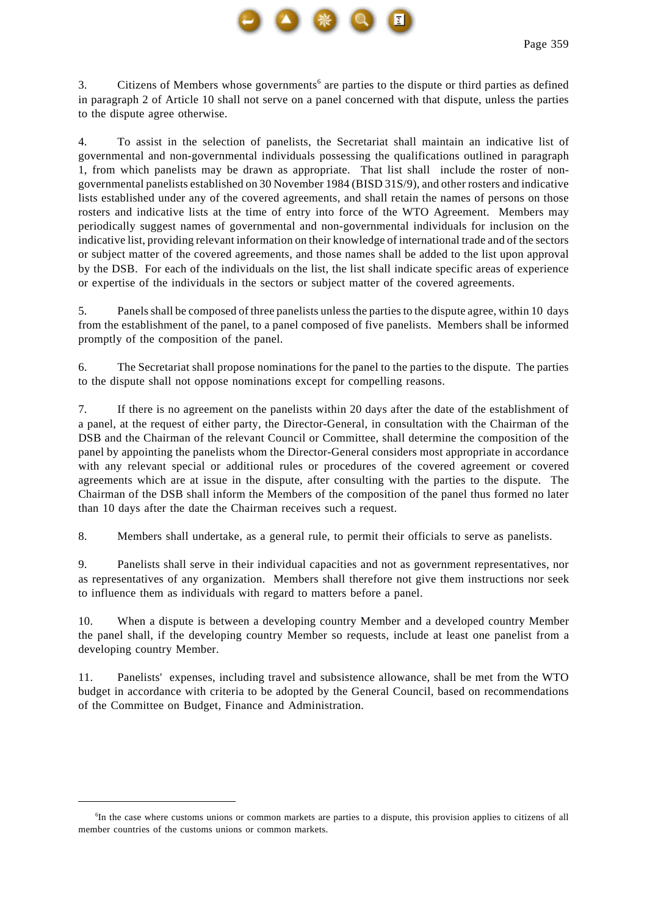3. Citizens of Members whose governments[6] are parties to the dispute or third parties as defined in paragraph 2 of Article 10 shall not serve on a panel concerned with that dispute, unless the parties to the dispute agree otherwise.

4. To assist in the selection of panelists, the Secretariat shall maintain an indicative list of governmental and non-governmental individuals possessing the qualifications outlined in paragraph 1, from which panelists may be drawn as appropriate. That list shall include the roster of non-governmental panelists established on 30 November 1984 (BISD 31S/9), and other rosters and indicative lists established under any of the covered agreements, and shall retain the names of persons on those rosters and indicative lists at the time of entry into force of the WTO Agreement. Members may periodically suggest names of governmental and non-governmental individuals for inclusion on the indicative list, providing relevant information on their knowledge of international trade and of the sectors or subject matter of the covered agreements, and those names shall be added to the list upon approval by the DSB. For each of the individuals on the list, the list shall indicate specific areas of experience or expertise of the individuals in the sectors or subject matter of the covered agreements.

5. Panels shall be composed of three panelists unless the parties to the dispute agree, within 10 days from the establishment of the panel, to a panel composed of five panelists. Members shall be informed promptly of the composition of the panel.

6. The Secretariat shall propose nominations for the panel to the parties to the dispute. The parties to the dispute shall not oppose nominations except for compelling reasons.

7. If there is no agreement on the panelists within 20 days after the date of the establishment of a panel, at the request of either party, the Director-General, in consultation with the Chairman of the DSB and the Chairman of the relevant Council or Committee, shall determine the composition of the panel by appointing the panelists whom the Director-General considers most appropriate in accordance with any relevant special or additional rules or procedures of the covered agreement or covered agreements which are at issue in the dispute, after consulting with the parties to the dispute. The Chairman of the DSB shall inform the Members of the composition of the panel thus formed no later than 10 days after the date the Chairman receives such a request.

8. Members shall undertake, as a general rule, to permit their officials to serve as panelists.

9. Panelists shall serve in their individual capacities and not as government representatives, nor as representatives of any organization. Members shall therefore not give them instructions nor seek to influence them as individuals with regard to matters before a panel.

10. When a dispute is between a developing country Member and a developed country Member the panel shall, if the developing country Member so requests, include at least one panelist from a developing country Member.

11. Panelists' expenses, including travel and subsistence allowance, shall be met from the WTO budget in accordance with criteria to be adopted by the General Council, based on recommendations of the Committee on Budget, Finance and Administration.

---

[6] In the case where customs unions or common markets are parties to a dispute, this provision applies to citizens of all member countries of the customs unions or common markets.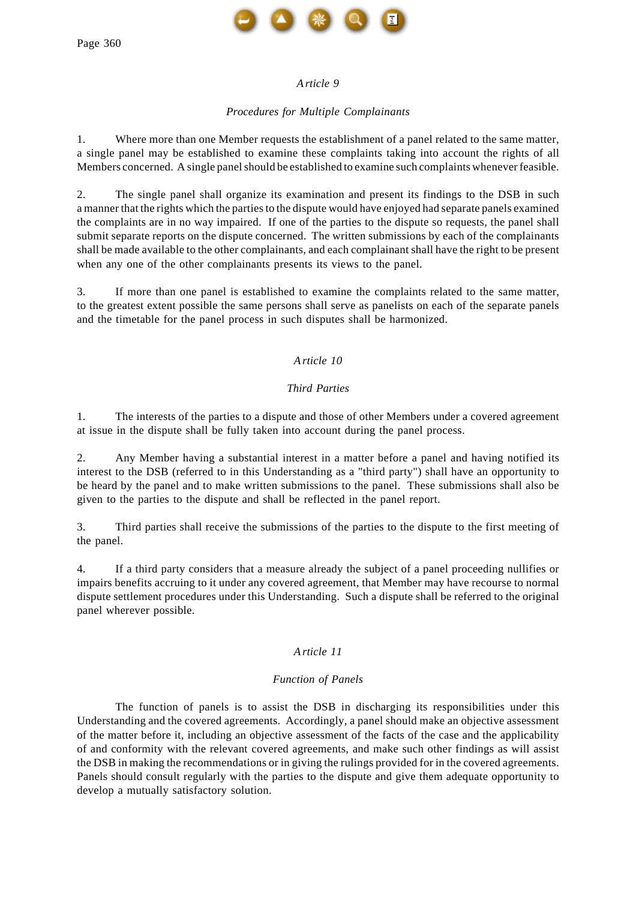## *Article 9*

### *Procedures for Multiple Complainants*

1. Where more than one Member requests the establishment of a panel related to the same matter, a single panel may be established to examine these complaints taking into account the rights of all Members concerned. A single panel should be established to examine such complaints whenever feasible.

2. The single panel shall organize its examination and present its findings to the DSB in such a manner that the rights which the parties to the dispute would have enjoyed had separate panels examined the complaints are in no way impaired. If one of the parties to the dispute so requests, the panel shall submit separate reports on the dispute concerned. The written submissions by each of the complainants shall be made available to the other complainants, and each complainant shall have the right to be present when any one of the other complainants presents its views to the panel.

3. If more than one panel is established to examine the complaints related to the same matter, to the greatest extent possible the same persons shall serve as panelists on each of the separate panels and the timetable for the panel process in such disputes shall be harmonized.

## *Article 10*

### *Third Parties*

1. The interests of the parties to a dispute and those of other Members under a covered agreement at issue in the dispute shall be fully taken into account during the panel process.

2. Any Member having a substantial interest in a matter before a panel and having notified its interest to the DSB (referred to in this Understanding as a "third party") shall have an opportunity to be heard by the panel and to make written submissions to the panel. These submissions shall also be given to the parties to the dispute and shall be reflected in the panel report.

3. Third parties shall receive the submissions of the parties to the dispute to the first meeting of the panel.

4. If a third party considers that a measure already the subject of a panel proceeding nullifies or impairs benefits accruing to it under any covered agreement, that Member may have recourse to normal dispute settlement procedures under this Understanding. Such a dispute shall be referred to the original panel wherever possible.

## *Article 11*

### *Function of Panels*

The function of panels is to assist the DSB in discharging its responsibilities under this Understanding and the covered agreements. Accordingly, a panel should make an objective assessment of the matter before it, including an objective assessment of the facts of the case and the applicability of and conformity with the relevant covered agreements, and make such other findings as will assist the DSB in making the recommendations or in giving the rulings provided for in the covered agreements. Panels should consult regularly with the parties to the dispute and give them adequate opportunity to develop a mutually satisfactory solution.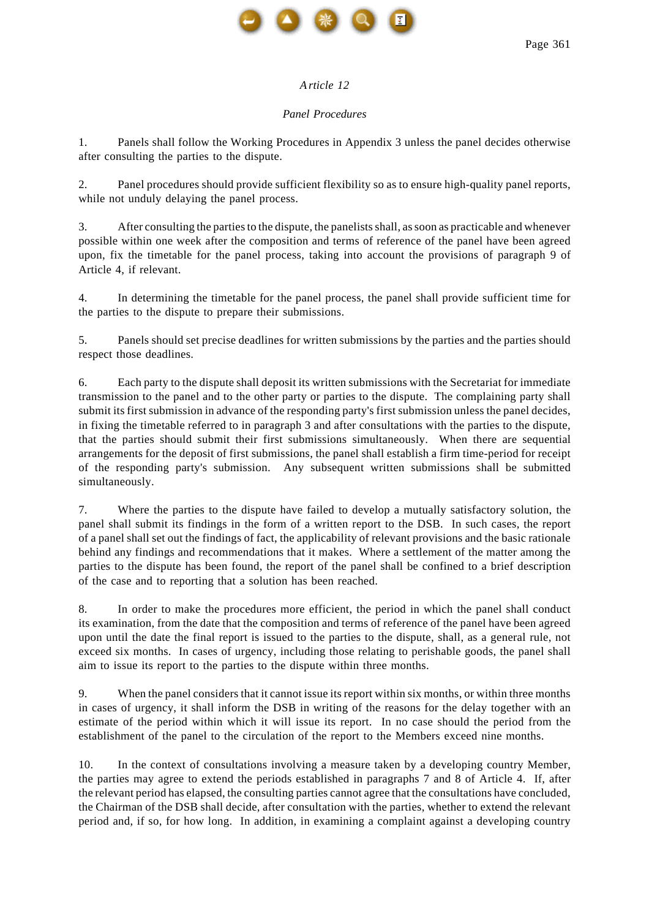*Article 12*

*Panel Procedures*

1. Panels shall follow the Working Procedures in Appendix 3 unless the panel decides otherwise after consulting the parties to the dispute.

2. Panel procedures should provide sufficient flexibility so as to ensure high-quality panel reports, while not unduly delaying the panel process.

3. After consulting the parties to the dispute, the panelists shall, as soon as practicable and whenever possible within one week after the composition and terms of reference of the panel have been agreed upon, fix the timetable for the panel process, taking into account the provisions of paragraph 9 of Article 4, if relevant.

4. In determining the timetable for the panel process, the panel shall provide sufficient time for the parties to the dispute to prepare their submissions.

5. Panels should set precise deadlines for written submissions by the parties and the parties should respect those deadlines.

6. Each party to the dispute shall deposit its written submissions with the Secretariat for immediate transmission to the panel and to the other party or parties to the dispute. The complaining party shall submit its first submission in advance of the responding party's first submission unless the panel decides, in fixing the timetable referred to in paragraph 3 and after consultations with the parties to the dispute, that the parties should submit their first submissions simultaneously. When there are sequential arrangements for the deposit of first submissions, the panel shall establish a firm time-period for receipt of the responding party's submission. Any subsequent written submissions shall be submitted simultaneously.

7. Where the parties to the dispute have failed to develop a mutually satisfactory solution, the panel shall submit its findings in the form of a written report to the DSB. In such cases, the report of a panel shall set out the findings of fact, the applicability of relevant provisions and the basic rationale behind any findings and recommendations that it makes. Where a settlement of the matter among the parties to the dispute has been found, the report of the panel shall be confined to a brief description of the case and to reporting that a solution has been reached.

8. In order to make the procedures more efficient, the period in which the panel shall conduct its examination, from the date that the composition and terms of reference of the panel have been agreed upon until the date the final report is issued to the parties to the dispute, shall, as a general rule, not exceed six months. In cases of urgency, including those relating to perishable goods, the panel shall aim to issue its report to the parties to the dispute within three months.

9. When the panel considers that it cannot issue its report within six months, or within three months in cases of urgency, it shall inform the DSB in writing of the reasons for the delay together with an estimate of the period within which it will issue its report. In no case should the period from the establishment of the panel to the circulation of the report to the Members exceed nine months.

10. In the context of consultations involving a measure taken by a developing country Member, the parties may agree to extend the periods established in paragraphs 7 and 8 of Article 4. If, after the relevant period has elapsed, the consulting parties cannot agree that the consultations have concluded, the Chairman of the DSB shall decide, after consultation with the parties, whether to extend the relevant period and, if so, for how long. In addition, in examining a complaint against a developing country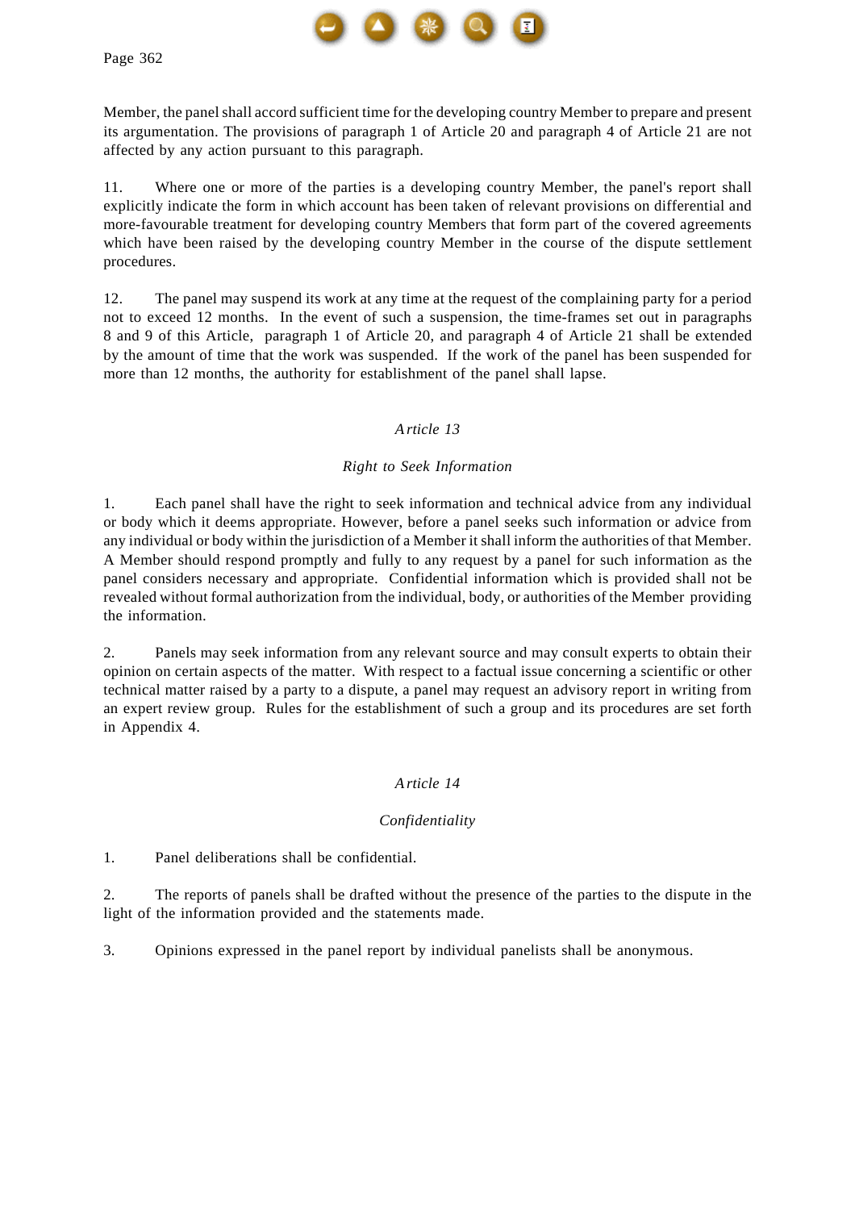Member, the panel shall accord sufficient time for the developing country Member to prepare and present its argumentation. The provisions of paragraph 1 of Article 20 and paragraph 4 of Article 21 are not affected by any action pursuant to this paragraph.

11. Where one or more of the parties is a developing country Member, the panel's report shall explicitly indicate the form in which account has been taken of relevant provisions on differential and more-favourable treatment for developing country Members that form part of the covered agreements which have been raised by the developing country Member in the course of the dispute settlement procedures.

12. The panel may suspend its work at any time at the request of the complaining party for a period not to exceed 12 months. In the event of such a suspension, the time-frames set out in paragraphs 8 and 9 of this Article, paragraph 1 of Article 20, and paragraph 4 of Article 21 shall be extended by the amount of time that the work was suspended. If the work of the panel has been suspended for more than 12 months, the authority for establishment of the panel shall lapse.

## *Article 13*

### *Right to Seek Information*

1. Each panel shall have the right to seek information and technical advice from any individual or body which it deems appropriate. However, before a panel seeks such information or advice from any individual or body within the jurisdiction of a Member it shall inform the authorities of that Member. A Member should respond promptly and fully to any request by a panel for such information as the panel considers necessary and appropriate. Confidential information which is provided shall not be revealed without formal authorization from the individual, body, or authorities of the Member providing the information.

2. Panels may seek information from any relevant source and may consult experts to obtain their opinion on certain aspects of the matter. With respect to a factual issue concerning a scientific or other technical matter raised by a party to a dispute, a panel may request an advisory report in writing from an expert review group. Rules for the establishment of such a group and its procedures are set forth in Appendix 4.

## *Article 14*

### *Confidentiality*

1. Panel deliberations shall be confidential.

2. The reports of panels shall be drafted without the presence of the parties to the dispute in the light of the information provided and the statements made.

3. Opinions expressed in the panel report by individual panelists shall be anonymous.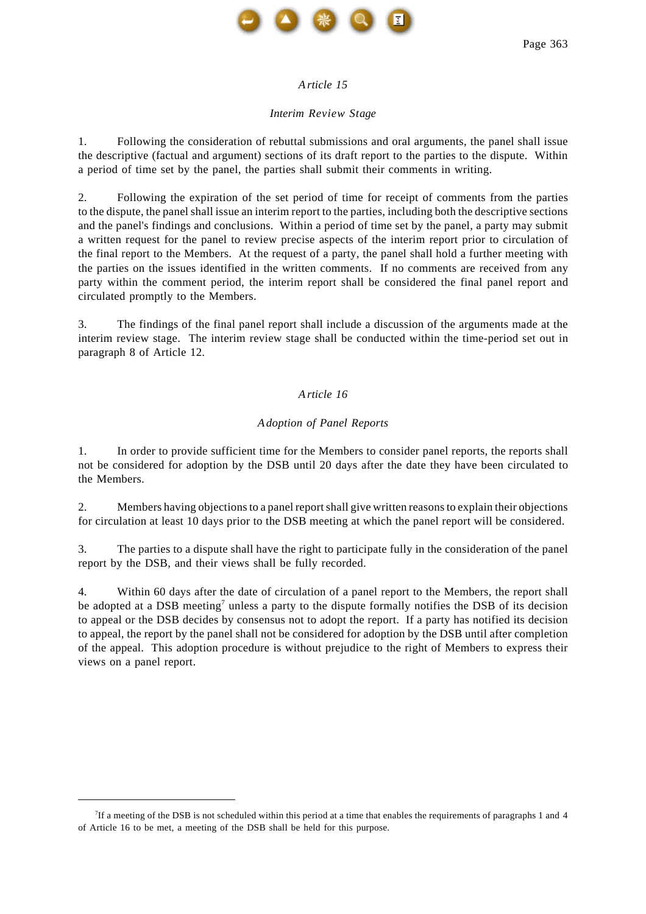*Article 15*

*Interim Review Stage*

1. Following the consideration of rebuttal submissions and oral arguments, the panel shall issue the descriptive (factual and argument) sections of its draft report to the parties to the dispute. Within a period of time set by the panel, the parties shall submit their comments in writing.

2. Following the expiration of the set period of time for receipt of comments from the parties to the dispute, the panel shall issue an interim report to the parties, including both the descriptive sections and the panel's findings and conclusions. Within a period of time set by the panel, a party may submit a written request for the panel to review precise aspects of the interim report prior to circulation of the final report to the Members. At the request of a party, the panel shall hold a further meeting with the parties on the issues identified in the written comments. If no comments are received from any party within the comment period, the interim report shall be considered the final panel report and circulated promptly to the Members.

3. The findings of the final panel report shall include a discussion of the arguments made at the interim review stage. The interim review stage shall be conducted within the time-period set out in paragraph 8 of Article 12.

*Article 16*

*Adoption of Panel Reports*

1. In order to provide sufficient time for the Members to consider panel reports, the reports shall not be considered for adoption by the DSB until 20 days after the date they have been circulated to the Members.

2. Members having objections to a panel report shall give written reasons to explain their objections for circulation at least 10 days prior to the DSB meeting at which the panel report will be considered.

3. The parties to a dispute shall have the right to participate fully in the consideration of the panel report by the DSB, and their views shall be fully recorded.

4. Within 60 days after the date of circulation of a panel report to the Members, the report shall be adopted at a DSB meeting[7] unless a party to the dispute formally notifies the DSB of its decision to appeal or the DSB decides by consensus not to adopt the report. If a party has notified its decision to appeal, the report by the panel shall not be considered for adoption by the DSB until after completion of the appeal. This adoption procedure is without prejudice to the right of Members to express their views on a panel report.

---

[7] If a meeting of the DSB is not scheduled within this period at a time that enables the requirements of paragraphs 1 and 4 of Article 16 to be met, a meeting of the DSB shall be held for this purpose.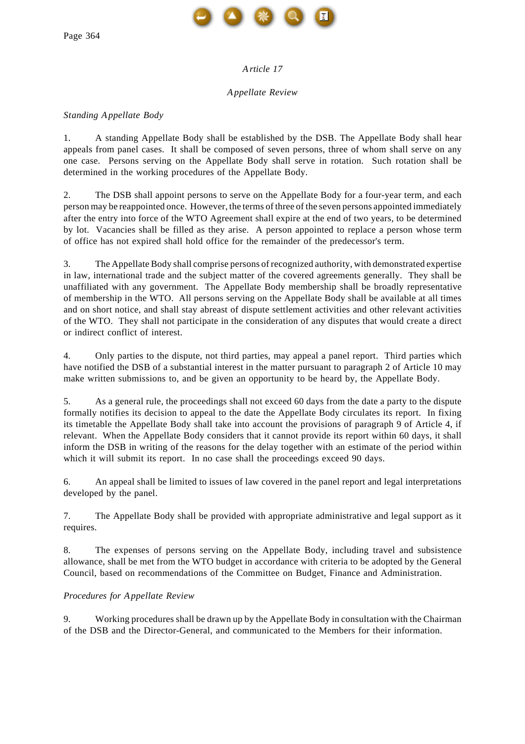## *Article 17*

## *Appellate Review*

### *Standing Appellate Body*

1. A standing Appellate Body shall be established by the DSB. The Appellate Body shall hear appeals from panel cases. It shall be composed of seven persons, three of whom shall serve on any one case. Persons serving on the Appellate Body shall serve in rotation. Such rotation shall be determined in the working procedures of the Appellate Body.

2. The DSB shall appoint persons to serve on the Appellate Body for a four-year term, and each person may be reappointed once. However, the terms of three of the seven persons appointed immediately after the entry into force of the WTO Agreement shall expire at the end of two years, to be determined by lot. Vacancies shall be filled as they arise. A person appointed to replace a person whose term of office has not expired shall hold office for the remainder of the predecessor's term.

3. The Appellate Body shall comprise persons of recognized authority, with demonstrated expertise in law, international trade and the subject matter of the covered agreements generally. They shall be unaffiliated with any government. The Appellate Body membership shall be broadly representative of membership in the WTO. All persons serving on the Appellate Body shall be available at all times and on short notice, and shall stay abreast of dispute settlement activities and other relevant activities of the WTO. They shall not participate in the consideration of any disputes that would create a direct or indirect conflict of interest.

4. Only parties to the dispute, not third parties, may appeal a panel report. Third parties which have notified the DSB of a substantial interest in the matter pursuant to paragraph 2 of Article 10 may make written submissions to, and be given an opportunity to be heard by, the Appellate Body.

5. As a general rule, the proceedings shall not exceed 60 days from the date a party to the dispute formally notifies its decision to appeal to the date the Appellate Body circulates its report. In fixing its timetable the Appellate Body shall take into account the provisions of paragraph 9 of Article 4, if relevant. When the Appellate Body considers that it cannot provide its report within 60 days, it shall inform the DSB in writing of the reasons for the delay together with an estimate of the period within which it will submit its report. In no case shall the proceedings exceed 90 days.

6. An appeal shall be limited to issues of law covered in the panel report and legal interpretations developed by the panel.

7. The Appellate Body shall be provided with appropriate administrative and legal support as it requires.

8. The expenses of persons serving on the Appellate Body, including travel and subsistence allowance, shall be met from the WTO budget in accordance with criteria to be adopted by the General Council, based on recommendations of the Committee on Budget, Finance and Administration.

### *Procedures for Appellate Review*

9. Working procedures shall be drawn up by the Appellate Body in consultation with the Chairman of the DSB and the Director-General, and communicated to the Members for their information.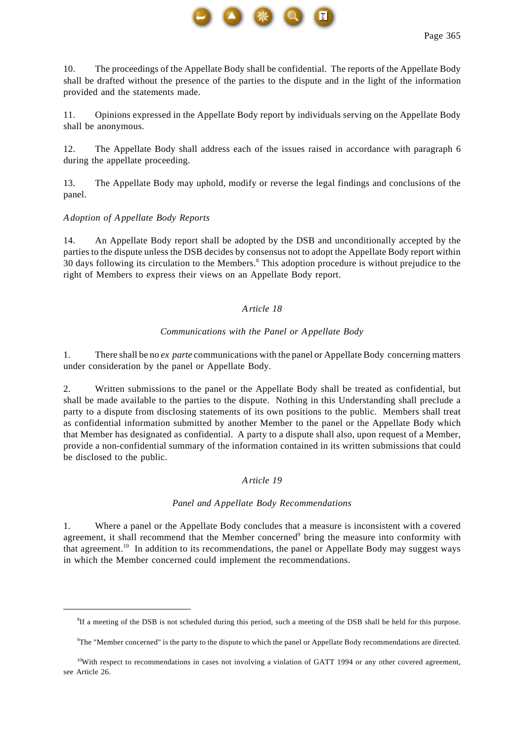10. The proceedings of the Appellate Body shall be confidential. The reports of the Appellate Body shall be drafted without the presence of the parties to the dispute and in the light of the information provided and the statements made.

11. Opinions expressed in the Appellate Body report by individuals serving on the Appellate Body shall be anonymous.

12. The Appellate Body shall address each of the issues raised in accordance with paragraph 6 during the appellate proceeding.

13. The Appellate Body may uphold, modify or reverse the legal findings and conclusions of the panel.

*Adoption of Appellate Body Reports*

14. An Appellate Body report shall be adopted by the DSB and unconditionally accepted by the parties to the dispute unless the DSB decides by consensus not to adopt the Appellate Body report within 30 days following its circulation to the Members.[8] This adoption procedure is without prejudice to the right of Members to express their views on an Appellate Body report.

### *Article 18*

#### *Communications with the Panel or Appellate Body*

1. There shall be no *ex parte* communications with the panel or Appellate Body concerning matters under consideration by the panel or Appellate Body.

2. Written submissions to the panel or the Appellate Body shall be treated as confidential, but shall be made available to the parties to the dispute. Nothing in this Understanding shall preclude a party to a dispute from disclosing statements of its own positions to the public. Members shall treat as confidential information submitted by another Member to the panel or the Appellate Body which that Member has designated as confidential. A party to a dispute shall also, upon request of a Member, provide a non-confidential summary of the information contained in its written submissions that could be disclosed to the public.

### *Article 19*

#### *Panel and Appellate Body Recommendations*

1. Where a panel or the Appellate Body concludes that a measure is inconsistent with a covered agreement, it shall recommend that the Member concerned[9] bring the measure into conformity with that agreement.[10] In addition to its recommendations, the panel or Appellate Body may suggest ways in which the Member concerned could implement the recommendations.

---

[8]If a meeting of the DSB is not scheduled during this period, such a meeting of the DSB shall be held for this purpose.

[9]The "Member concerned" is the party to the dispute to which the panel or Appellate Body recommendations are directed.

[10]With respect to recommendations in cases not involving a violation of GATT 1994 or any other covered agreement, see Article 26.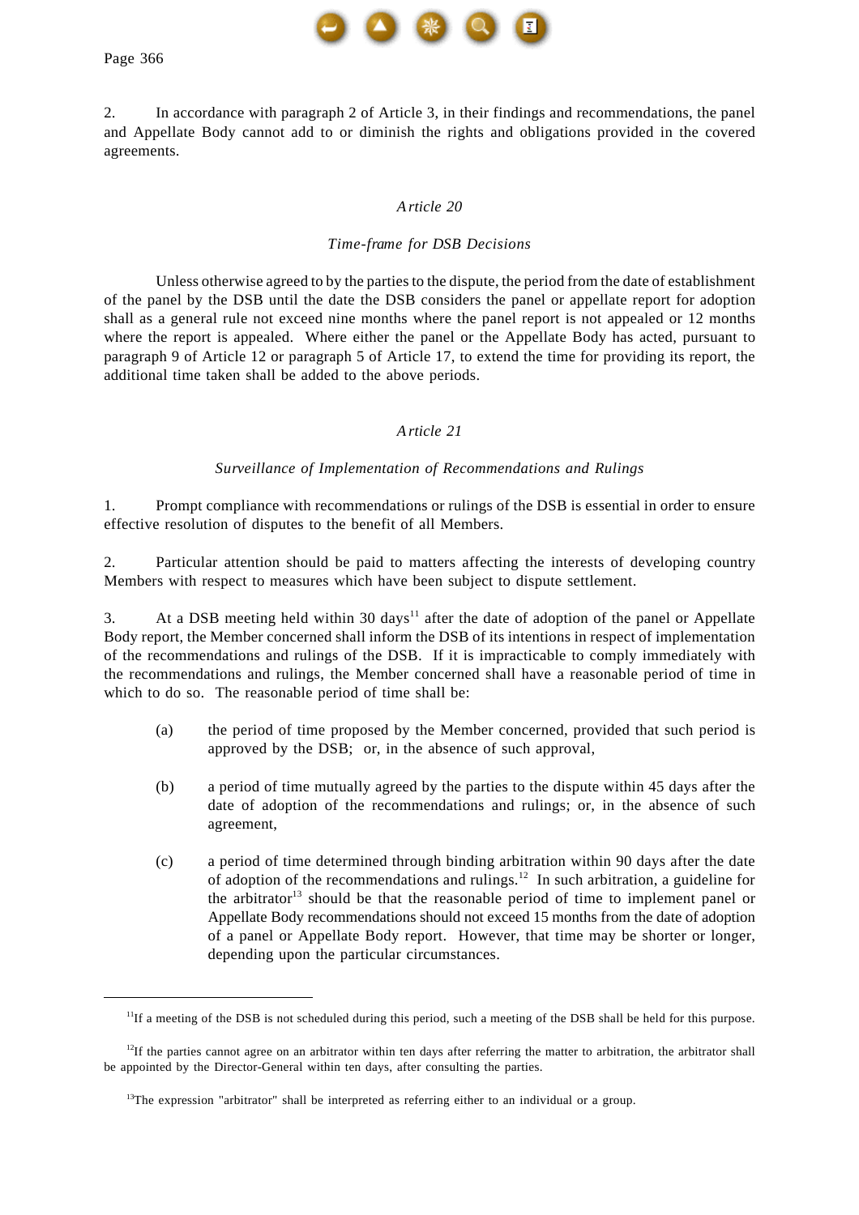2. In accordance with paragraph 2 of Article 3, in their findings and recommendations, the panel and Appellate Body cannot add to or diminish the rights and obligations provided in the covered agreements.

### *Article 20*

#### *Time-frame for DSB Decisions*

Unless otherwise agreed to by the parties to the dispute, the period from the date of establishment of the panel by the DSB until the date the DSB considers the panel or appellate report for adoption shall as a general rule not exceed nine months where the panel report is not appealed or 12 months where the report is appealed. Where either the panel or the Appellate Body has acted, pursuant to paragraph 9 of Article 12 or paragraph 5 of Article 17, to extend the time for providing its report, the additional time taken shall be added to the above periods.

### *Article 21*

#### *Surveillance of Implementation of Recommendations and Rulings*

1. Prompt compliance with recommendations or rulings of the DSB is essential in order to ensure effective resolution of disputes to the benefit of all Members.

2. Particular attention should be paid to matters affecting the interests of developing country Members with respect to measures which have been subject to dispute settlement.

3. At a DSB meeting held within 30 days[11] after the date of adoption of the panel or Appellate Body report, the Member concerned shall inform the DSB of its intentions in respect of implementation of the recommendations and rulings of the DSB. If it is impracticable to comply immediately with the recommendations and rulings, the Member concerned shall have a reasonable period of time in which to do so. The reasonable period of time shall be:

(a) the period of time proposed by the Member concerned, provided that such period is approved by the DSB; or, in the absence of such approval,

(b) a period of time mutually agreed by the parties to the dispute within 45 days after the date of adoption of the recommendations and rulings; or, in the absence of such agreement,

(c) a period of time determined through binding arbitration within 90 days after the date of adoption of the recommendations and rulings.[12] In such arbitration, a guideline for the arbitrator[13] should be that the reasonable period of time to implement panel or Appellate Body recommendations should not exceed 15 months from the date of adoption of a panel or Appellate Body report. However, that time may be shorter or longer, depending upon the particular circumstances.

---

[11] If a meeting of the DSB is not scheduled during this period, such a meeting of the DSB shall be held for this purpose.

[12] If the parties cannot agree on an arbitrator within ten days after referring the matter to arbitration, the arbitrator shall be appointed by the Director-General within ten days, after consulting the parties.

[13] The expression "arbitrator" shall be interpreted as referring either to an individual or a group.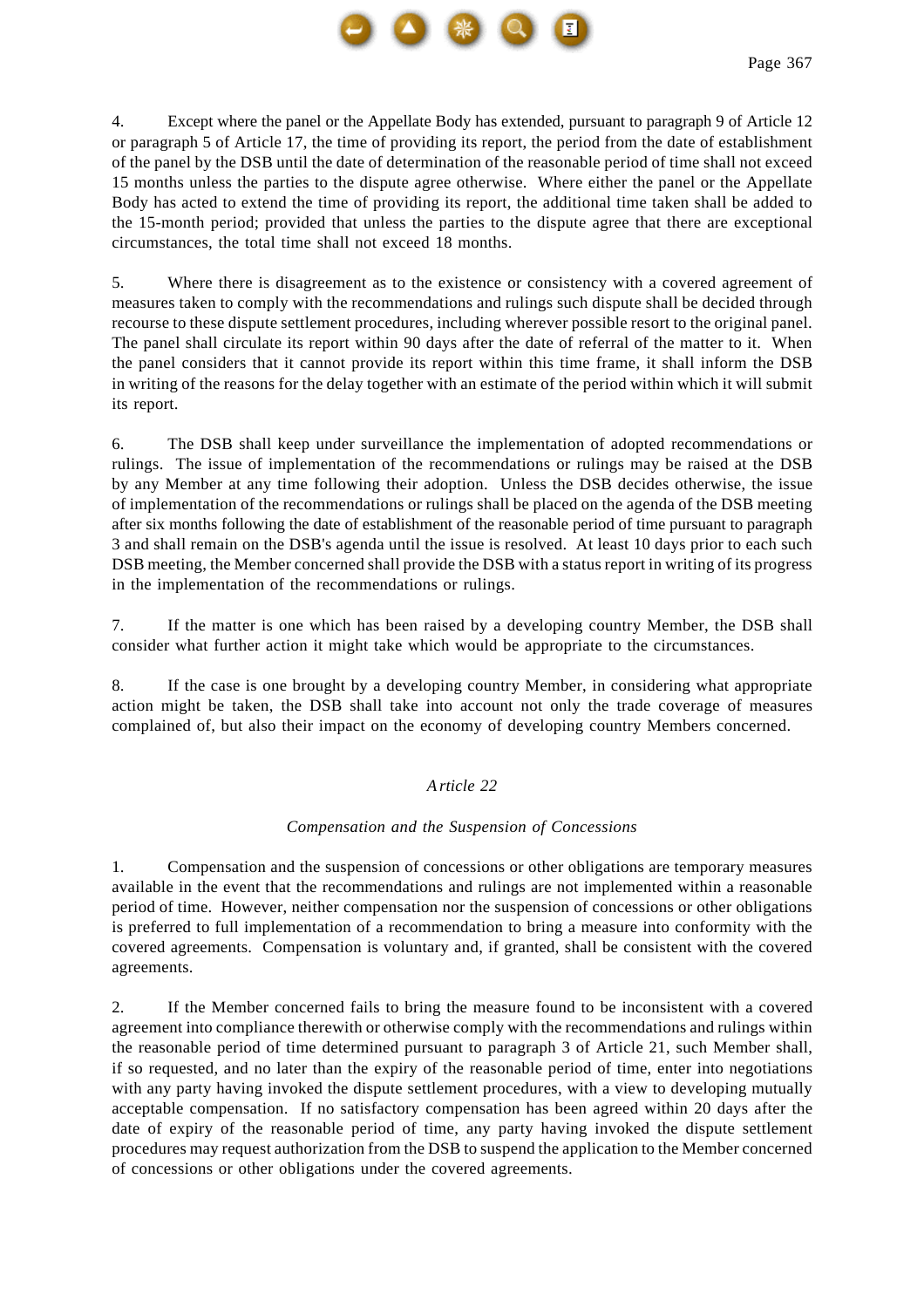4. Except where the panel or the Appellate Body has extended, pursuant to paragraph 9 of Article 12 or paragraph 5 of Article 17, the time of providing its report, the period from the date of establishment of the panel by the DSB until the date of determination of the reasonable period of time shall not exceed 15 months unless the parties to the dispute agree otherwise. Where either the panel or the Appellate Body has acted to extend the time of providing its report, the additional time taken shall be added to the 15-month period; provided that unless the parties to the dispute agree that there are exceptional circumstances, the total time shall not exceed 18 months.

5. Where there is disagreement as to the existence or consistency with a covered agreement of measures taken to comply with the recommendations and rulings such dispute shall be decided through recourse to these dispute settlement procedures, including wherever possible resort to the original panel. The panel shall circulate its report within 90 days after the date of referral of the matter to it. When the panel considers that it cannot provide its report within this time frame, it shall inform the DSB in writing of the reasons for the delay together with an estimate of the period within which it will submit its report.

6. The DSB shall keep under surveillance the implementation of adopted recommendations or rulings. The issue of implementation of the recommendations or rulings may be raised at the DSB by any Member at any time following their adoption. Unless the DSB decides otherwise, the issue of implementation of the recommendations or rulings shall be placed on the agenda of the DSB meeting after six months following the date of establishment of the reasonable period of time pursuant to paragraph 3 and shall remain on the DSB's agenda until the issue is resolved. At least 10 days prior to each such DSB meeting, the Member concerned shall provide the DSB with a status report in writing of its progress in the implementation of the recommendations or rulings.

7. If the matter is one which has been raised by a developing country Member, the DSB shall consider what further action it might take which would be appropriate to the circumstances.

8. If the case is one brought by a developing country Member, in considering what appropriate action might be taken, the DSB shall take into account not only the trade coverage of measures complained of, but also their impact on the economy of developing country Members concerned.

## *Article 22*

### *Compensation and the Suspension of Concessions*

1. Compensation and the suspension of concessions or other obligations are temporary measures available in the event that the recommendations and rulings are not implemented within a reasonable period of time. However, neither compensation nor the suspension of concessions or other obligations is preferred to full implementation of a recommendation to bring a measure into conformity with the covered agreements. Compensation is voluntary and, if granted, shall be consistent with the covered agreements.

2. If the Member concerned fails to bring the measure found to be inconsistent with a covered agreement into compliance therewith or otherwise comply with the recommendations and rulings within the reasonable period of time determined pursuant to paragraph 3 of Article 21, such Member shall, if so requested, and no later than the expiry of the reasonable period of time, enter into negotiations with any party having invoked the dispute settlement procedures, with a view to developing mutually acceptable compensation. If no satisfactory compensation has been agreed within 20 days after the date of expiry of the reasonable period of time, any party having invoked the dispute settlement procedures may request authorization from the DSB to suspend the application to the Member concerned of concessions or other obligations under the covered agreements.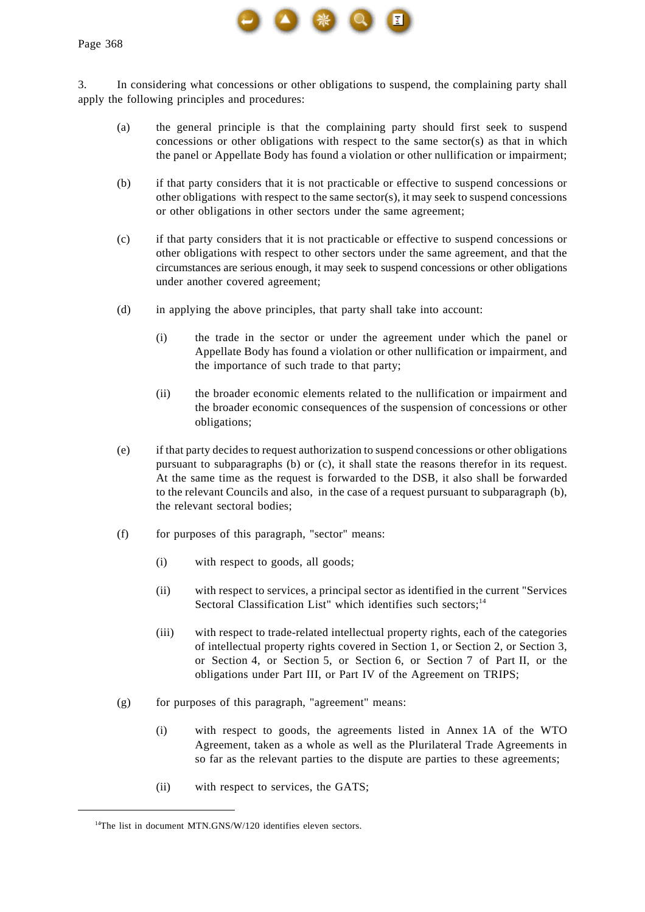3. In considering what concessions or other obligations to suspend, the complaining party shall apply the following principles and procedures:

(a) the general principle is that the complaining party should first seek to suspend concessions or other obligations with respect to the same sector(s) as that in which the panel or Appellate Body has found a violation or other nullification or impairment;

(b) if that party considers that it is not practicable or effective to suspend concessions or other obligations with respect to the same sector(s), it may seek to suspend concessions or other obligations in other sectors under the same agreement;

(c) if that party considers that it is not practicable or effective to suspend concessions or other obligations with respect to other sectors under the same agreement, and that the circumstances are serious enough, it may seek to suspend concessions or other obligations under another covered agreement;

(d) in applying the above principles, that party shall take into account:

(i) the trade in the sector or under the agreement under which the panel or Appellate Body has found a violation or other nullification or impairment, and the importance of such trade to that party;

(ii) the broader economic elements related to the nullification or impairment and the broader economic consequences of the suspension of concessions or other obligations;

(e) if that party decides to request authorization to suspend concessions or other obligations pursuant to subparagraphs (b) or (c), it shall state the reasons therefor in its request. At the same time as the request is forwarded to the DSB, it also shall be forwarded to the relevant Councils and also, in the case of a request pursuant to subparagraph (b), the relevant sectoral bodies;

(f) for purposes of this paragraph, "sector" means:

(i) with respect to goods, all goods;

(ii) with respect to services, a principal sector as identified in the current "Services Sectoral Classification List" which identifies such sectors;[14]

(iii) with respect to trade-related intellectual property rights, each of the categories of intellectual property rights covered in Section 1, or Section 2, or Section 3, or Section 4, or Section 5, or Section 6, or Section 7 of Part II, or the obligations under Part III, or Part IV of the Agreement on TRIPS;

(g) for purposes of this paragraph, "agreement" means:

(i) with respect to goods, the agreements listed in Annex 1A of the WTO Agreement, taken as a whole as well as the Plurilateral Trade Agreements in so far as the relevant parties to the dispute are parties to these agreements;

(ii) with respect to services, the GATS;

---

[14] The list in document MTN.GNS/W/120 identifies eleven sectors.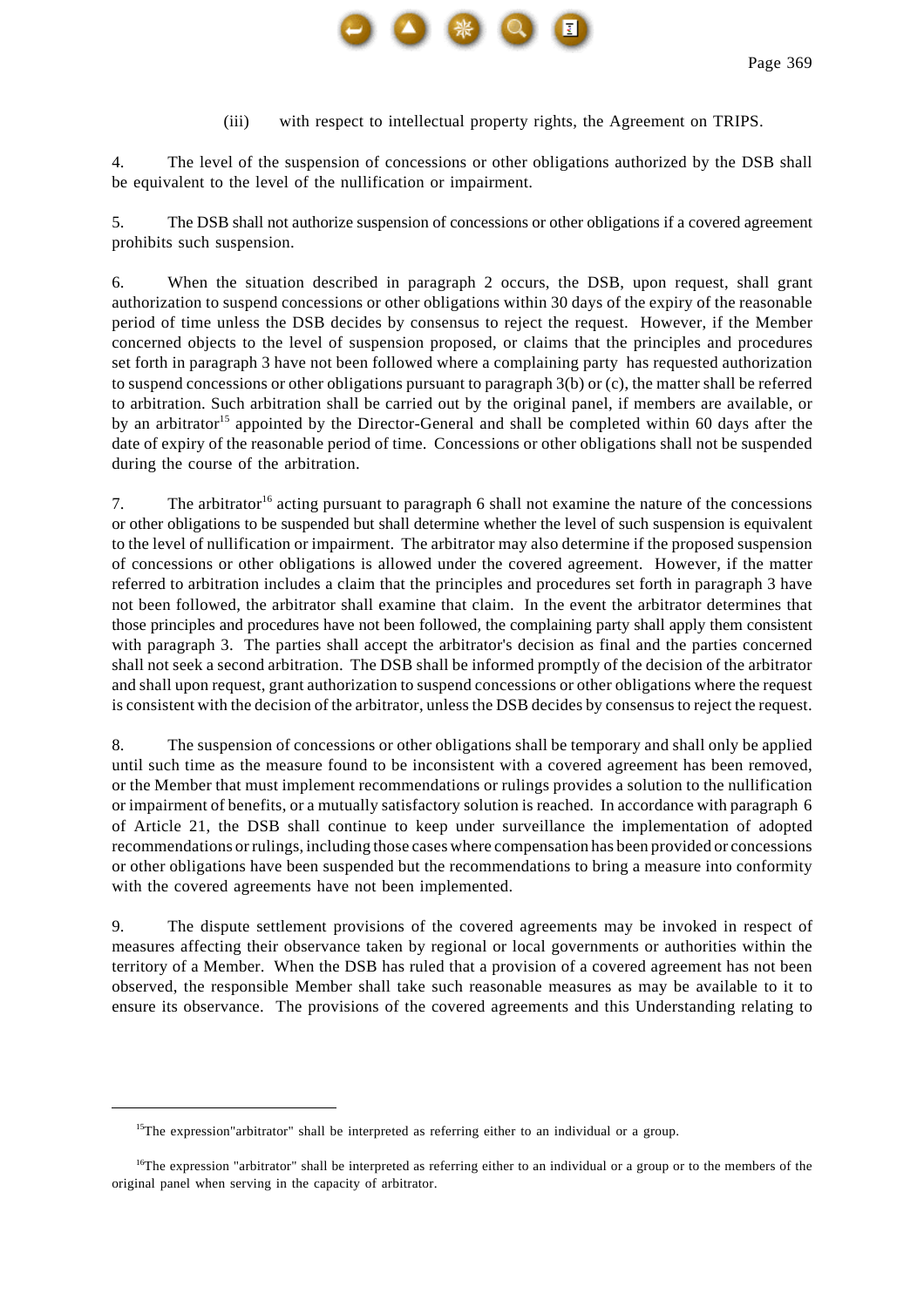(iii) with respect to intellectual property rights, the Agreement on TRIPS.

4. The level of the suspension of concessions or other obligations authorized by the DSB shall be equivalent to the level of the nullification or impairment.

5. The DSB shall not authorize suspension of concessions or other obligations if a covered agreement prohibits such suspension.

6. When the situation described in paragraph 2 occurs, the DSB, upon request, shall grant authorization to suspend concessions or other obligations within 30 days of the expiry of the reasonable period of time unless the DSB decides by consensus to reject the request. However, if the Member concerned objects to the level of suspension proposed, or claims that the principles and procedures set forth in paragraph 3 have not been followed where a complaining party has requested authorization to suspend concessions or other obligations pursuant to paragraph 3(b) or (c), the matter shall be referred to arbitration. Such arbitration shall be carried out by the original panel, if members are available, or by an arbitrator[15] appointed by the Director-General and shall be completed within 60 days after the date of expiry of the reasonable period of time. Concessions or other obligations shall not be suspended during the course of the arbitration.

7. The arbitrator[16] acting pursuant to paragraph 6 shall not examine the nature of the concessions or other obligations to be suspended but shall determine whether the level of such suspension is equivalent to the level of nullification or impairment. The arbitrator may also determine if the proposed suspension of concessions or other obligations is allowed under the covered agreement. However, if the matter referred to arbitration includes a claim that the principles and procedures set forth in paragraph 3 have not been followed, the arbitrator shall examine that claim. In the event the arbitrator determines that those principles and procedures have not been followed, the complaining party shall apply them consistent with paragraph 3. The parties shall accept the arbitrator's decision as final and the parties concerned shall not seek a second arbitration. The DSB shall be informed promptly of the decision of the arbitrator and shall upon request, grant authorization to suspend concessions or other obligations where the request is consistent with the decision of the arbitrator, unless the DSB decides by consensus to reject the request.

8. The suspension of concessions or other obligations shall be temporary and shall only be applied until such time as the measure found to be inconsistent with a covered agreement has been removed, or the Member that must implement recommendations or rulings provides a solution to the nullification or impairment of benefits, or a mutually satisfactory solution is reached. In accordance with paragraph 6 of Article 21, the DSB shall continue to keep under surveillance the implementation of adopted recommendations or rulings, including those cases where compensation has been provided or concessions or other obligations have been suspended but the recommendations to bring a measure into conformity with the covered agreements have not been implemented.

9. The dispute settlement provisions of the covered agreements may be invoked in respect of measures affecting their observance taken by regional or local governments or authorities within the territory of a Member. When the DSB has ruled that a provision of a covered agreement has not been observed, the responsible Member shall take such reasonable measures as may be available to it to ensure its observance. The provisions of the covered agreements and this Understanding relating to

---

[15] The expression"arbitrator" shall be interpreted as referring either to an individual or a group.

[16] The expression "arbitrator" shall be interpreted as referring either to an individual or a group or to the members of the original panel when serving in the capacity of arbitrator.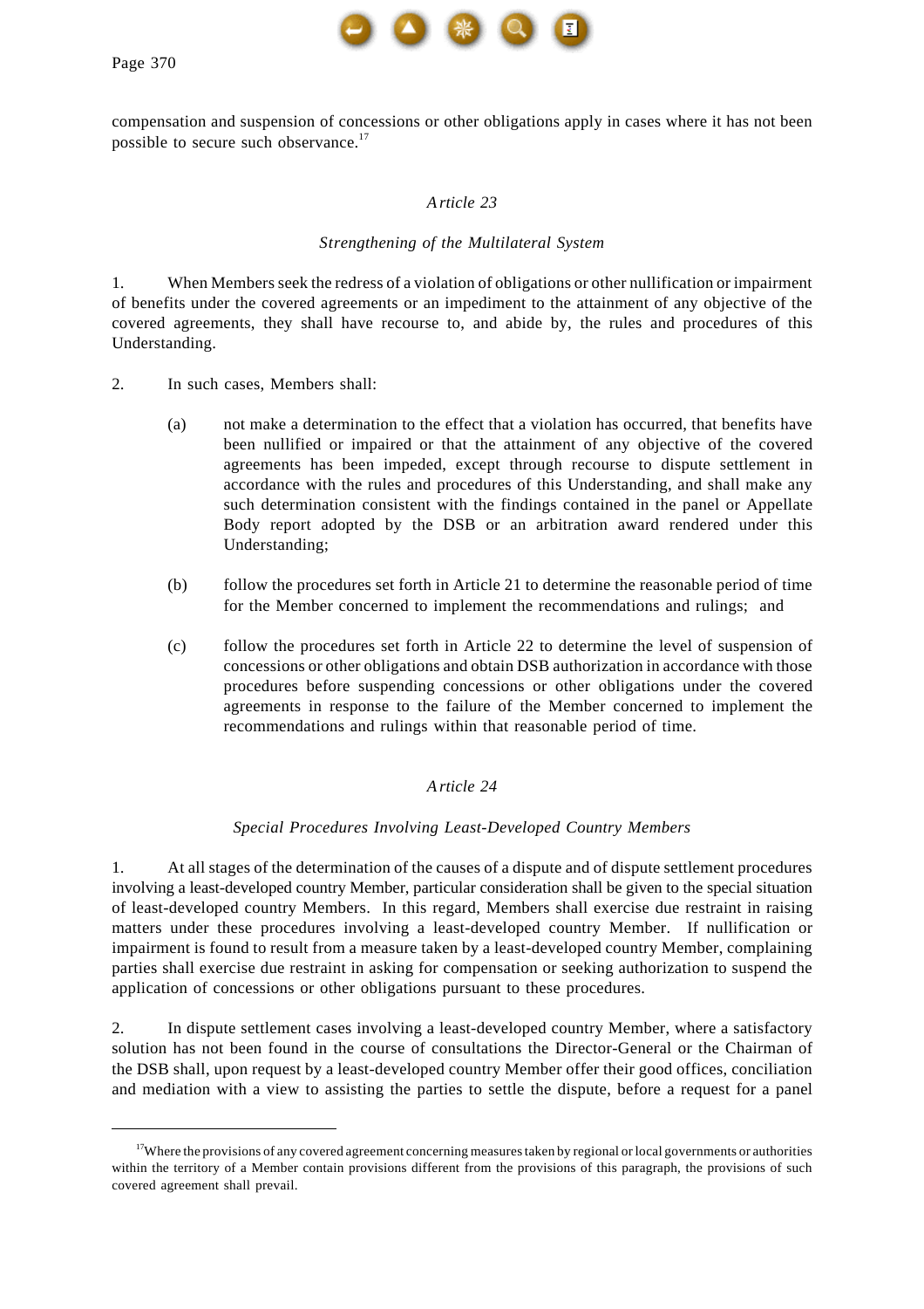compensation and suspension of concessions or other obligations apply in cases where it has not been possible to secure such observance.[17]

## *Article 23*

### *Strengthening of the Multilateral System*

1. When Members seek the redress of a violation of obligations or other nullification or impairment of benefits under the covered agreements or an impediment to the attainment of any objective of the covered agreements, they shall have recourse to, and abide by, the rules and procedures of this Understanding.

2. In such cases, Members shall:

   (a) not make a determination to the effect that a violation has occurred, that benefits have been nullified or impaired or that the attainment of any objective of the covered agreements has been impeded, except through recourse to dispute settlement in accordance with the rules and procedures of this Understanding, and shall make any such determination consistent with the findings contained in the panel or Appellate Body report adopted by the DSB or an arbitration award rendered under this Understanding;

   (b) follow the procedures set forth in Article 21 to determine the reasonable period of time for the Member concerned to implement the recommendations and rulings; and

   (c) follow the procedures set forth in Article 22 to determine the level of suspension of concessions or other obligations and obtain DSB authorization in accordance with those procedures before suspending concessions or other obligations under the covered agreements in response to the failure of the Member concerned to implement the recommendations and rulings within that reasonable period of time.

## *Article 24*

### *Special Procedures Involving Least-Developed Country Members*

1. At all stages of the determination of the causes of a dispute and of dispute settlement procedures involving a least-developed country Member, particular consideration shall be given to the special situation of least-developed country Members. In this regard, Members shall exercise due restraint in raising matters under these procedures involving a least-developed country Member. If nullification or impairment is found to result from a measure taken by a least-developed country Member, complaining parties shall exercise due restraint in asking for compensation or seeking authorization to suspend the application of concessions or other obligations pursuant to these procedures.

2. In dispute settlement cases involving a least-developed country Member, where a satisfactory solution has not been found in the course of consultations the Director-General or the Chairman of the DSB shall, upon request by a least-developed country Member offer their good offices, conciliation and mediation with a view to assisting the parties to settle the dispute, before a request for a panel

---

[17] Where the provisions of any covered agreement concerning measures taken by regional or local governments or authorities within the territory of a Member contain provisions different from the provisions of this paragraph, the provisions of such covered agreement shall prevail.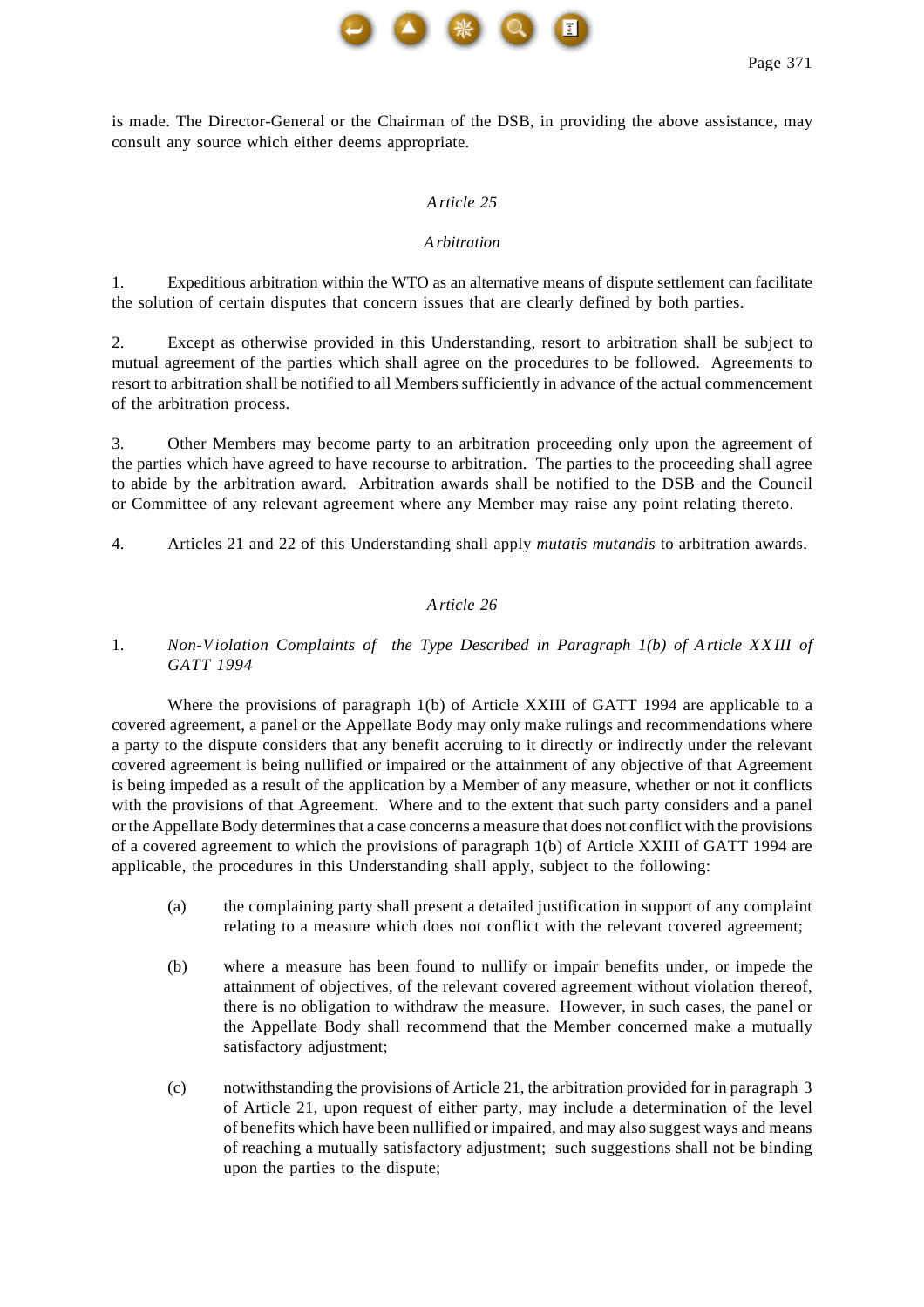is made. The Director-General or the Chairman of the DSB, in providing the above assistance, may consult any source which either deems appropriate.

## *Article 25*

### *Arbitration*

1. Expeditious arbitration within the WTO as an alternative means of dispute settlement can facilitate the solution of certain disputes that concern issues that are clearly defined by both parties.

2. Except as otherwise provided in this Understanding, resort to arbitration shall be subject to mutual agreement of the parties which shall agree on the procedures to be followed. Agreements to resort to arbitration shall be notified to all Members sufficiently in advance of the actual commencement of the arbitration process.

3. Other Members may become party to an arbitration proceeding only upon the agreement of the parties which have agreed to have recourse to arbitration. The parties to the proceeding shall agree to abide by the arbitration award. Arbitration awards shall be notified to the DSB and the Council or Committee of any relevant agreement where any Member may raise any point relating thereto.

4. Articles 21 and 22 of this Understanding shall apply *mutatis mutandis* to arbitration awards.

## *Article 26*

1. *Non-Violation Complaints of the Type Described in Paragraph 1(b) of Article XXIII of GATT 1994*

Where the provisions of paragraph 1(b) of Article XXIII of GATT 1994 are applicable to a covered agreement, a panel or the Appellate Body may only make rulings and recommendations where a party to the dispute considers that any benefit accruing to it directly or indirectly under the relevant covered agreement is being nullified or impaired or the attainment of any objective of that Agreement is being impeded as a result of the application by a Member of any measure, whether or not it conflicts with the provisions of that Agreement. Where and to the extent that such party considers and a panel or the Appellate Body determines that a case concerns a measure that does not conflict with the provisions of a covered agreement to which the provisions of paragraph 1(b) of Article XXIII of GATT 1994 are applicable, the procedures in this Understanding shall apply, subject to the following:

(a) the complaining party shall present a detailed justification in support of any complaint relating to a measure which does not conflict with the relevant covered agreement;

(b) where a measure has been found to nullify or impair benefits under, or impede the attainment of objectives, of the relevant covered agreement without violation thereof, there is no obligation to withdraw the measure. However, in such cases, the panel or the Appellate Body shall recommend that the Member concerned make a mutually satisfactory adjustment;

(c) notwithstanding the provisions of Article 21, the arbitration provided for in paragraph 3 of Article 21, upon request of either party, may include a determination of the level of benefits which have been nullified or impaired, and may also suggest ways and means of reaching a mutually satisfactory adjustment; such suggestions shall not be binding upon the parties to the dispute;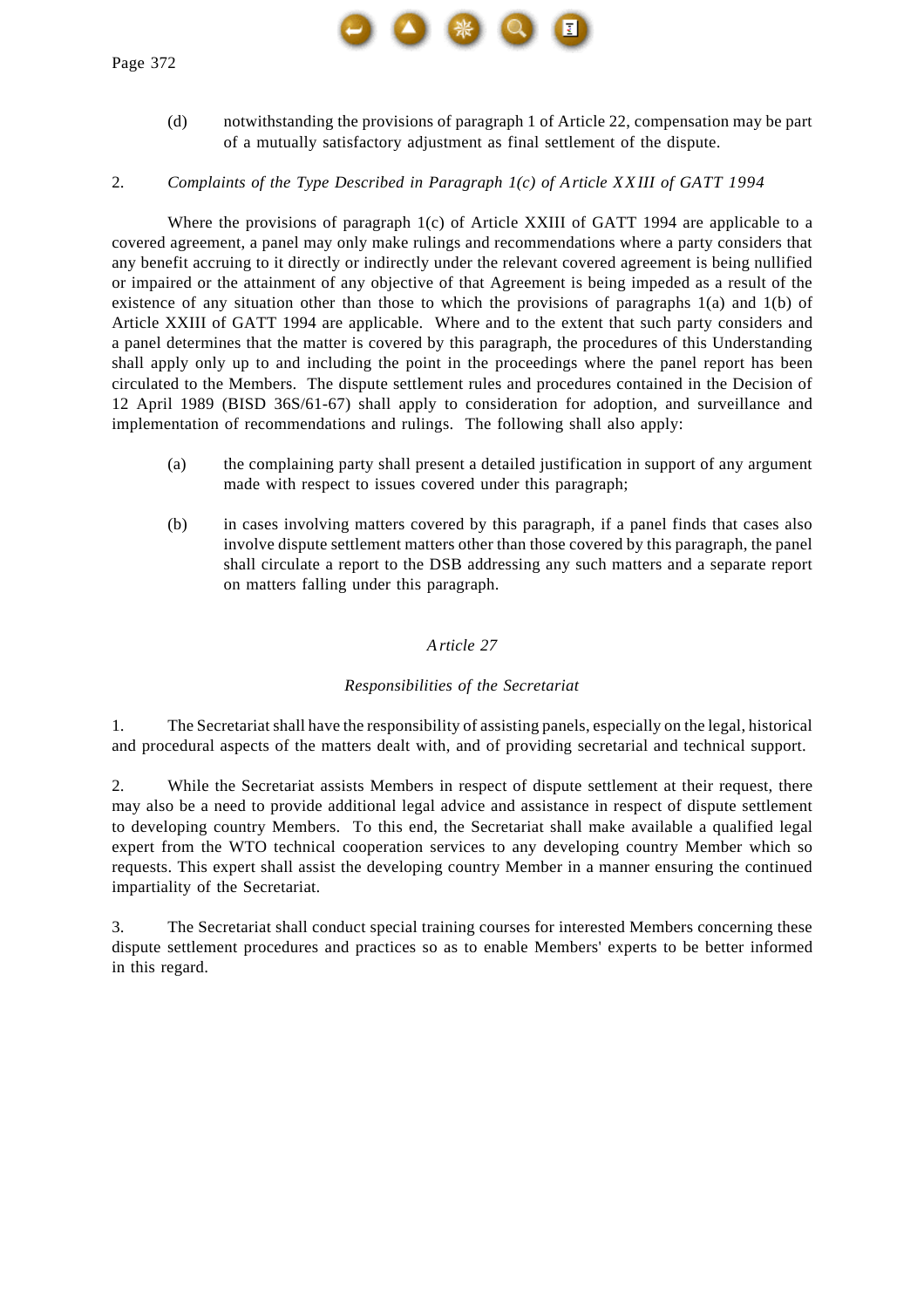(d) notwithstanding the provisions of paragraph 1 of Article 22, compensation may be part of a mutually satisfactory adjustment as final settlement of the dispute.

2. *Complaints of the Type Described in Paragraph 1(c) of Article XXIII of GATT 1994*

Where the provisions of paragraph 1(c) of Article XXIII of GATT 1994 are applicable to a covered agreement, a panel may only make rulings and recommendations where a party considers that any benefit accruing to it directly or indirectly under the relevant covered agreement is being nullified or impaired or the attainment of any objective of that Agreement is being impeded as a result of the existence of any situation other than those to which the provisions of paragraphs 1(a) and 1(b) of Article XXIII of GATT 1994 are applicable. Where and to the extent that such party considers and a panel determines that the matter is covered by this paragraph, the procedures of this Understanding shall apply only up to and including the point in the proceedings where the panel report has been circulated to the Members. The dispute settlement rules and procedures contained in the Decision of 12 April 1989 (BISD 36S/61-67) shall apply to consideration for adoption, and surveillance and implementation of recommendations and rulings. The following shall also apply:

(a) the complaining party shall present a detailed justification in support of any argument made with respect to issues covered under this paragraph;

(b) in cases involving matters covered by this paragraph, if a panel finds that cases also involve dispute settlement matters other than those covered by this paragraph, the panel shall circulate a report to the DSB addressing any such matters and a separate report on matters falling under this paragraph.

## *Article 27*

### *Responsibilities of the Secretariat*

1. The Secretariat shall have the responsibility of assisting panels, especially on the legal, historical and procedural aspects of the matters dealt with, and of providing secretarial and technical support.

2. While the Secretariat assists Members in respect of dispute settlement at their request, there may also be a need to provide additional legal advice and assistance in respect of dispute settlement to developing country Members. To this end, the Secretariat shall make available a qualified legal expert from the WTO technical cooperation services to any developing country Member which so requests. This expert shall assist the developing country Member in a manner ensuring the continued impartiality of the Secretariat.

3. The Secretariat shall conduct special training courses for interested Members concerning these dispute settlement procedures and practices so as to enable Members' experts to be better informed in this regard.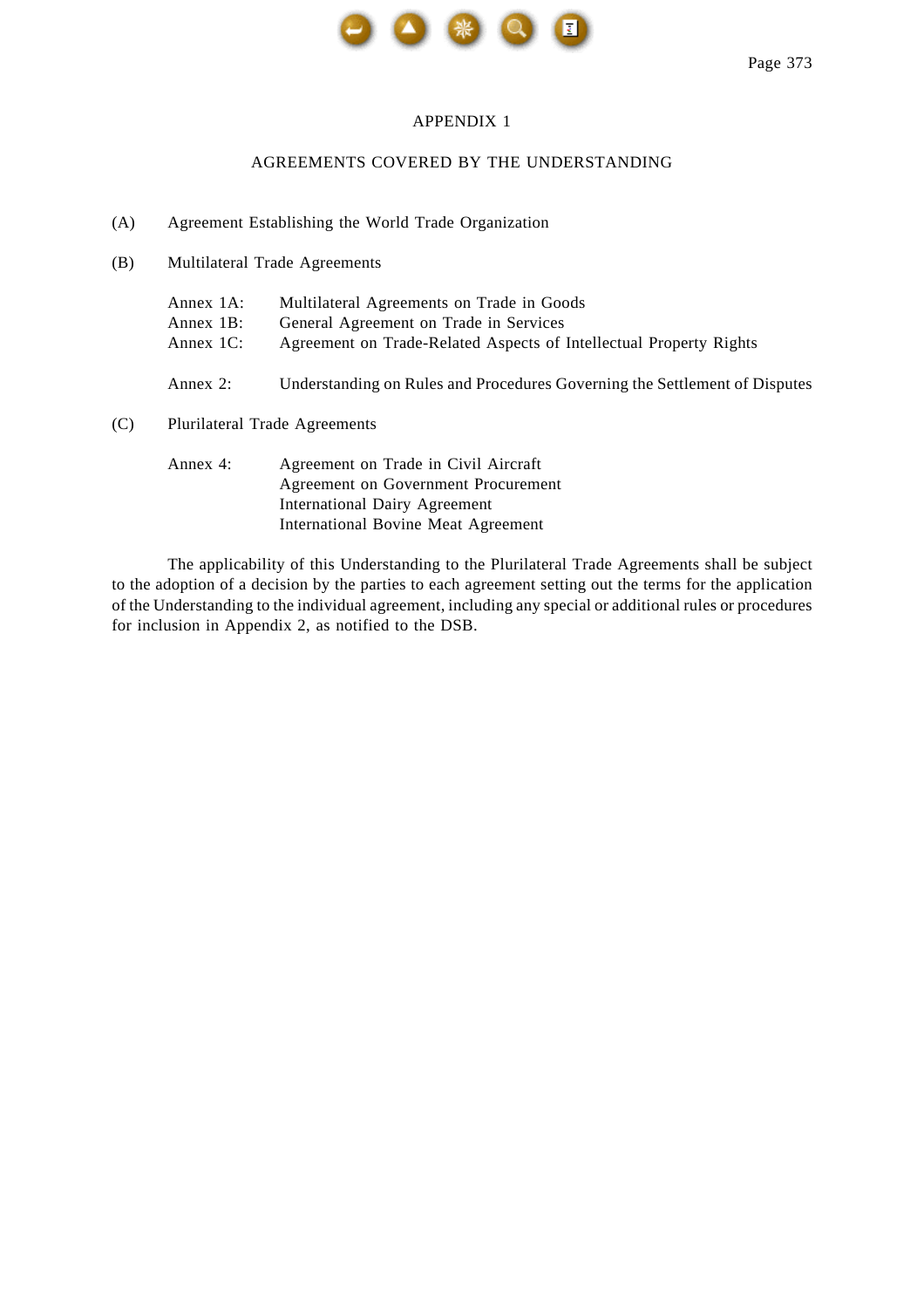# APPENDIX 1

## AGREEMENTS COVERED BY THE UNDERSTANDING

(A) Agreement Establishing the World Trade Organization

(B) Multilateral Trade Agreements

Annex 1A: Multilateral Agreements on Trade in Goods
Annex 1B: General Agreement on Trade in Services
Annex 1C: Agreement on Trade-Related Aspects of Intellectual Property Rights

Annex 2: Understanding on Rules and Procedures Governing the Settlement of Disputes

(C) Plurilateral Trade Agreements

Annex 4: Agreement on Trade in Civil Aircraft
Agreement on Government Procurement
International Dairy Agreement
International Bovine Meat Agreement

The applicability of this Understanding to the Plurilateral Trade Agreements shall be subject to the adoption of a decision by the parties to each agreement setting out the terms for the application of the Understanding to the individual agreement, including any special or additional rules or procedures for inclusion in Appendix 2, as notified to the DSB.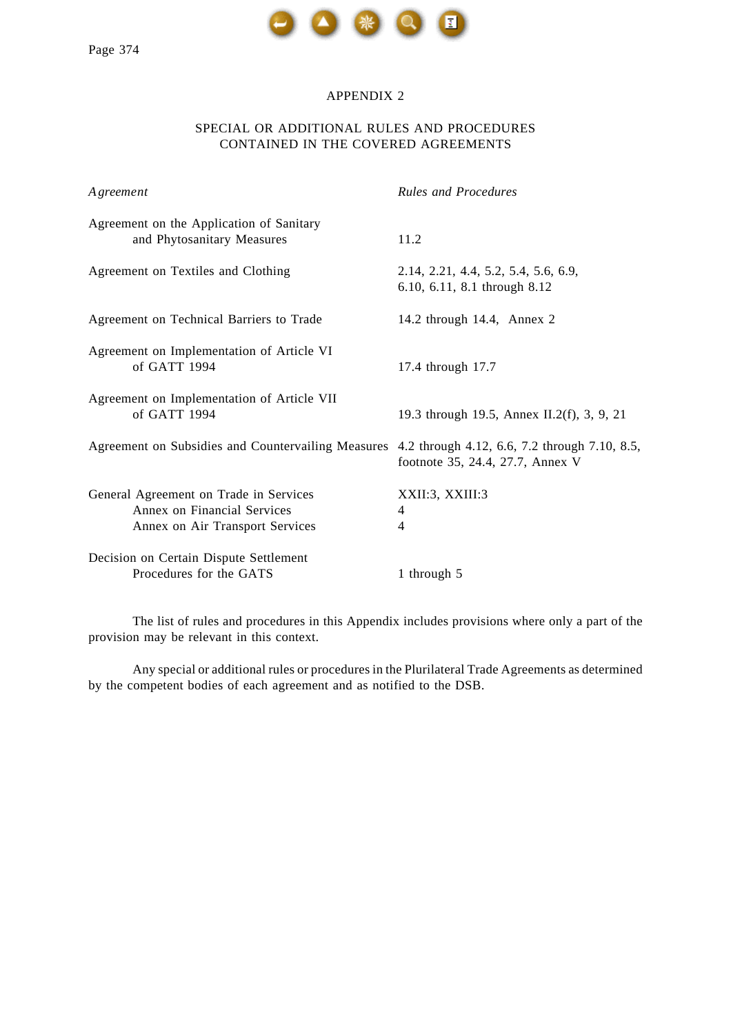## APPENDIX 2

## SPECIAL OR ADDITIONAL RULES AND PROCEDURES CONTAINED IN THE COVERED AGREEMENTS

| *Agreement* | *Rules and Procedures* |
|---|---|
| Agreement on the Application of Sanitary and Phytosanitary Measures | 11.2 |
| Agreement on Textiles and Clothing | 2.14, 2.21, 4.4, 5.2, 5.4, 5.6, 6.9, 6.10, 6.11, 8.1 through 8.12 |
| Agreement on Technical Barriers to Trade | 14.2 through 14.4, Annex 2 |
| Agreement on Implementation of Article VI of GATT 1994 | 17.4 through 17.7 |
| Agreement on Implementation of Article VII of GATT 1994 | 19.3 through 19.5, Annex II.2(f), 3, 9, 21 |
| Agreement on Subsidies and Countervailing Measures | 4.2 through 4.12, 6.6, 7.2 through 7.10, 8.5, footnote 35, 24.4, 27.7, Annex V |
| General Agreement on Trade in Services | XXII:3, XXIII:3 |
| Annex on Financial Services | 4 |
| Annex on Air Transport Services | 4 |
| Decision on Certain Dispute Settlement Procedures for the GATS | 1 through 5 |

The list of rules and procedures in this Appendix includes provisions where only a part of the provision may be relevant in this context.

Any special or additional rules or procedures in the Plurilateral Trade Agreements as determined by the competent bodies of each agreement and as notified to the DSB.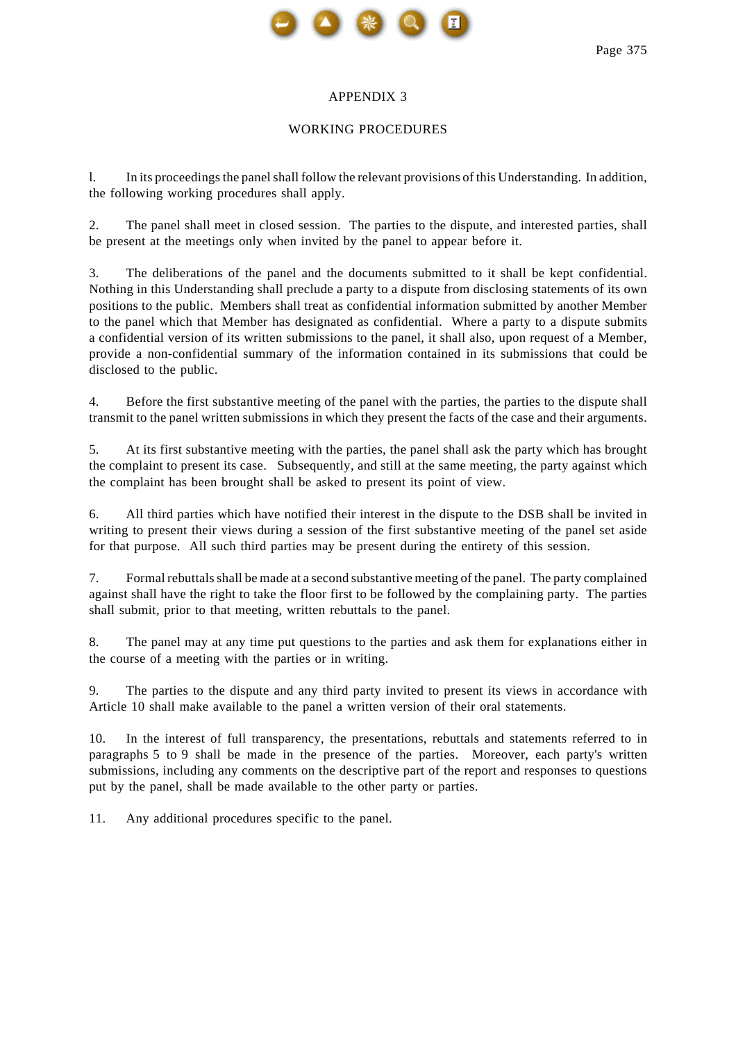# APPENDIX 3

## WORKING PROCEDURES

l. In its proceedings the panel shall follow the relevant provisions of this Understanding. In addition, the following working procedures shall apply.

2. The panel shall meet in closed session. The parties to the dispute, and interested parties, shall be present at the meetings only when invited by the panel to appear before it.

3. The deliberations of the panel and the documents submitted to it shall be kept confidential. Nothing in this Understanding shall preclude a party to a dispute from disclosing statements of its own positions to the public. Members shall treat as confidential information submitted by another Member to the panel which that Member has designated as confidential. Where a party to a dispute submits a confidential version of its written submissions to the panel, it shall also, upon request of a Member, provide a non-confidential summary of the information contained in its submissions that could be disclosed to the public.

4. Before the first substantive meeting of the panel with the parties, the parties to the dispute shall transmit to the panel written submissions in which they present the facts of the case and their arguments.

5. At its first substantive meeting with the parties, the panel shall ask the party which has brought the complaint to present its case. Subsequently, and still at the same meeting, the party against which the complaint has been brought shall be asked to present its point of view.

6. All third parties which have notified their interest in the dispute to the DSB shall be invited in writing to present their views during a session of the first substantive meeting of the panel set aside for that purpose. All such third parties may be present during the entirety of this session.

7. Formal rebuttals shall be made at a second substantive meeting of the panel. The party complained against shall have the right to take the floor first to be followed by the complaining party. The parties shall submit, prior to that meeting, written rebuttals to the panel.

8. The panel may at any time put questions to the parties and ask them for explanations either in the course of a meeting with the parties or in writing.

9. The parties to the dispute and any third party invited to present its views in accordance with Article 10 shall make available to the panel a written version of their oral statements.

10. In the interest of full transparency, the presentations, rebuttals and statements referred to in paragraphs 5 to 9 shall be made in the presence of the parties. Moreover, each party's written submissions, including any comments on the descriptive part of the report and responses to questions put by the panel, shall be made available to the other party or parties.

11. Any additional procedures specific to the panel.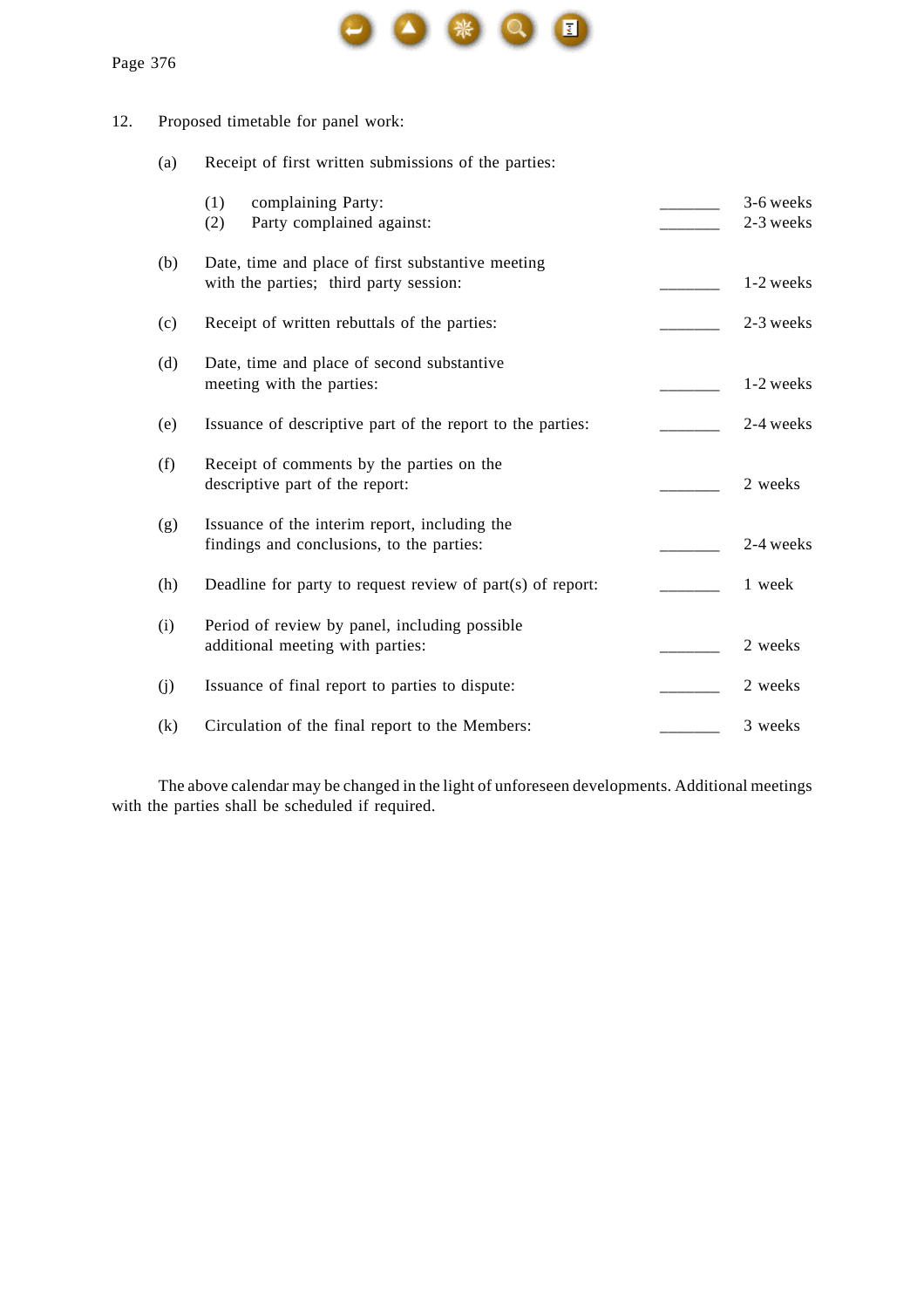12. Proposed timetable for panel work:

(a) Receipt of first written submissions of the parties:

(1) complaining Party: _______ 3-6 weeks
(2) Party complained against: _______ 2-3 weeks

(b) Date, time and place of first substantive meeting with the parties; third party session: _______ 1-2 weeks

(c) Receipt of written rebuttals of the parties: _______ 2-3 weeks

(d) Date, time and place of second substantive meeting with the parties: _______ 1-2 weeks

(e) Issuance of descriptive part of the report to the parties: _______ 2-4 weeks

(f) Receipt of comments by the parties on the descriptive part of the report: _______ 2 weeks

(g) Issuance of the interim report, including the findings and conclusions, to the parties: _______ 2-4 weeks

(h) Deadline for party to request review of part(s) of report: _______ 1 week

(i) Period of review by panel, including possible additional meeting with parties: _______ 2 weeks

(j) Issuance of final report to parties to dispute: _______ 2 weeks

(k) Circulation of the final report to the Members: _______ 3 weeks

The above calendar may be changed in the light of unforeseen developments. Additional meetings with the parties shall be scheduled if required.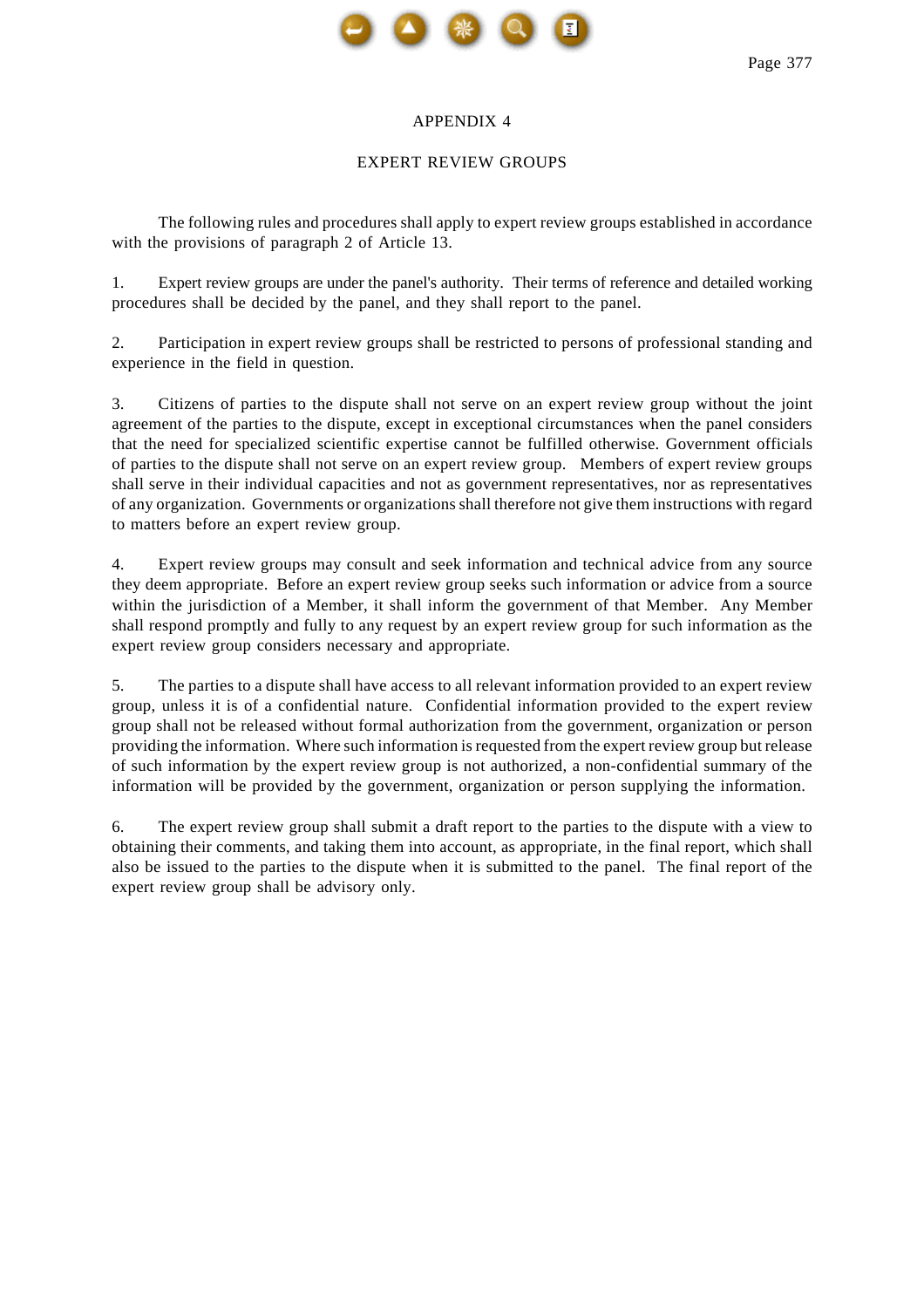# APPENDIX 4

## EXPERT REVIEW GROUPS

The following rules and procedures shall apply to expert review groups established in accordance with the provisions of paragraph 2 of Article 13.

1. Expert review groups are under the panel's authority. Their terms of reference and detailed working procedures shall be decided by the panel, and they shall report to the panel.

2. Participation in expert review groups shall be restricted to persons of professional standing and experience in the field in question.

3. Citizens of parties to the dispute shall not serve on an expert review group without the joint agreement of the parties to the dispute, except in exceptional circumstances when the panel considers that the need for specialized scientific expertise cannot be fulfilled otherwise. Government officials of parties to the dispute shall not serve on an expert review group. Members of expert review groups shall serve in their individual capacities and not as government representatives, nor as representatives of any organization. Governments or organizations shall therefore not give them instructions with regard to matters before an expert review group.

4. Expert review groups may consult and seek information and technical advice from any source they deem appropriate. Before an expert review group seeks such information or advice from a source within the jurisdiction of a Member, it shall inform the government of that Member. Any Member shall respond promptly and fully to any request by an expert review group for such information as the expert review group considers necessary and appropriate.

5. The parties to a dispute shall have access to all relevant information provided to an expert review group, unless it is of a confidential nature. Confidential information provided to the expert review group shall not be released without formal authorization from the government, organization or person providing the information. Where such information is requested from the expert review group but release of such information by the expert review group is not authorized, a non-confidential summary of the information will be provided by the government, organization or person supplying the information.

6. The expert review group shall submit a draft report to the parties to the dispute with a view to obtaining their comments, and taking them into account, as appropriate, in the final report, which shall also be issued to the parties to the dispute when it is submitted to the panel. The final report of the expert review group shall be advisory only.